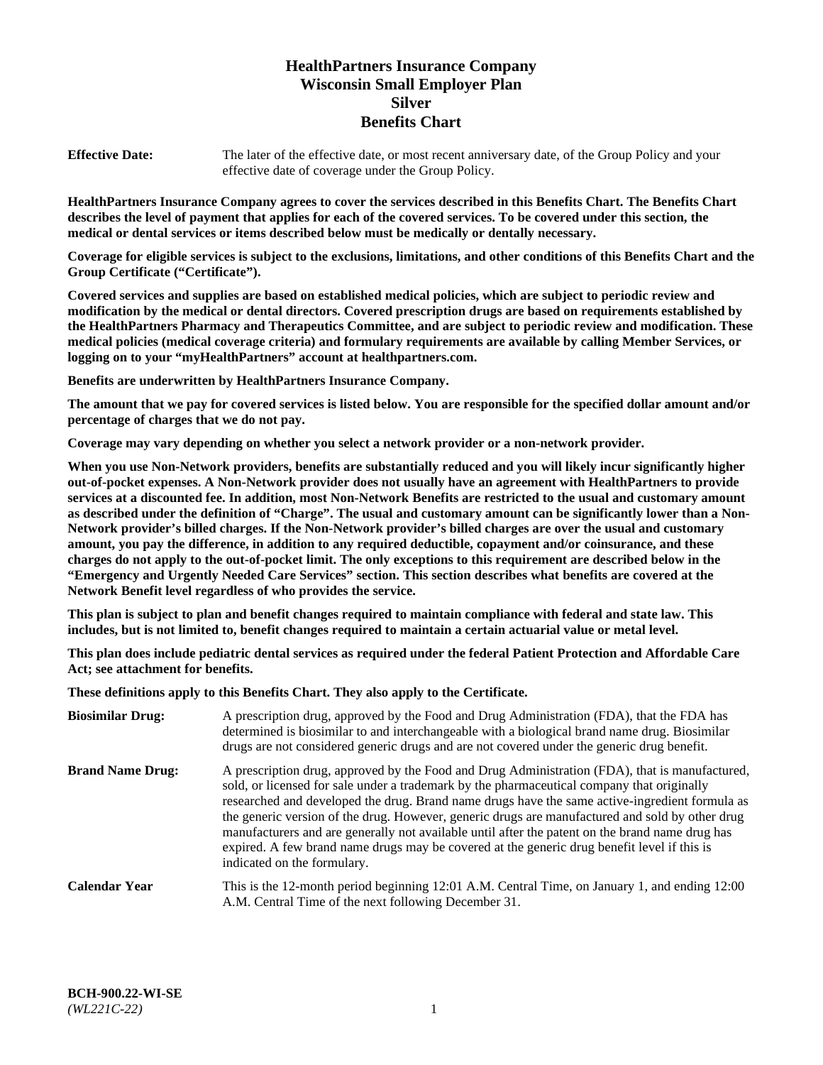# HealthPartners Insurance Company
# Wisconsin Small Employer Plan
# Silver
# Benefits Chart

**Effective Date:** The later of the effective date, or most recent anniversary date, of the Group Policy and your effective date of coverage under the Group Policy.

**HealthPartners Insurance Company agrees to cover the services described in this Benefits Chart. The Benefits Chart describes the level of payment that applies for each of the covered services. To be covered under this section, the medical or dental services or items described below must be medically or dentally necessary.**

**Coverage for eligible services is subject to the exclusions, limitations, and other conditions of this Benefits Chart and the Group Certificate ("Certificate").**

**Covered services and supplies are based on established medical policies, which are subject to periodic review and modification by the medical or dental directors. Covered prescription drugs are based on requirements established by the HealthPartners Pharmacy and Therapeutics Committee, and are subject to periodic review and modification. These medical policies (medical coverage criteria) and formulary requirements are available by calling Member Services, or logging on to your "myHealthPartners" account at healthpartners.com.**

**Benefits are underwritten by HealthPartners Insurance Company.**

**The amount that we pay for covered services is listed below. You are responsible for the specified dollar amount and/or percentage of charges that we do not pay.**

**Coverage may vary depending on whether you select a network provider or a non-network provider.**

**When you use Non-Network providers, benefits are substantially reduced and you will likely incur significantly higher out-of-pocket expenses. A Non-Network provider does not usually have an agreement with HealthPartners to provide services at a discounted fee. In addition, most Non-Network Benefits are restricted to the usual and customary amount as described under the definition of "Charge". The usual and customary amount can be significantly lower than a Non-Network provider's billed charges. If the Non-Network provider's billed charges are over the usual and customary amount, you pay the difference, in addition to any required deductible, copayment and/or coinsurance, and these charges do not apply to the out-of-pocket limit. The only exceptions to this requirement are described below in the "Emergency and Urgently Needed Care Services" section. This section describes what benefits are covered at the Network Benefit level regardless of who provides the service.**

**This plan is subject to plan and benefit changes required to maintain compliance with federal and state law. This includes, but is not limited to, benefit changes required to maintain a certain actuarial value or metal level.**

**This plan does include pediatric dental services as required under the federal Patient Protection and Affordable Care Act; see attachment for benefits.**

**These definitions apply to this Benefits Chart. They also apply to the Certificate.**

**Biosimilar Drug:** A prescription drug, approved by the Food and Drug Administration (FDA), that the FDA has determined is biosimilar to and interchangeable with a biological brand name drug. Biosimilar drugs are not considered generic drugs and are not covered under the generic drug benefit.

**Brand Name Drug:** A prescription drug, approved by the Food and Drug Administration (FDA), that is manufactured, sold, or licensed for sale under a trademark by the pharmaceutical company that originally researched and developed the drug. Brand name drugs have the same active-ingredient formula as the generic version of the drug. However, generic drugs are manufactured and sold by other drug manufacturers and are generally not available until after the patent on the brand name drug has expired. A few brand name drugs may be covered at the generic drug benefit level if this is indicated on the formulary.

**Calendar Year** This is the 12-month period beginning 12:01 A.M. Central Time, on January 1, and ending 12:00 A.M. Central Time of the next following December 31.

**BCH-900.22-WI-SE**
*(WL221C-22)*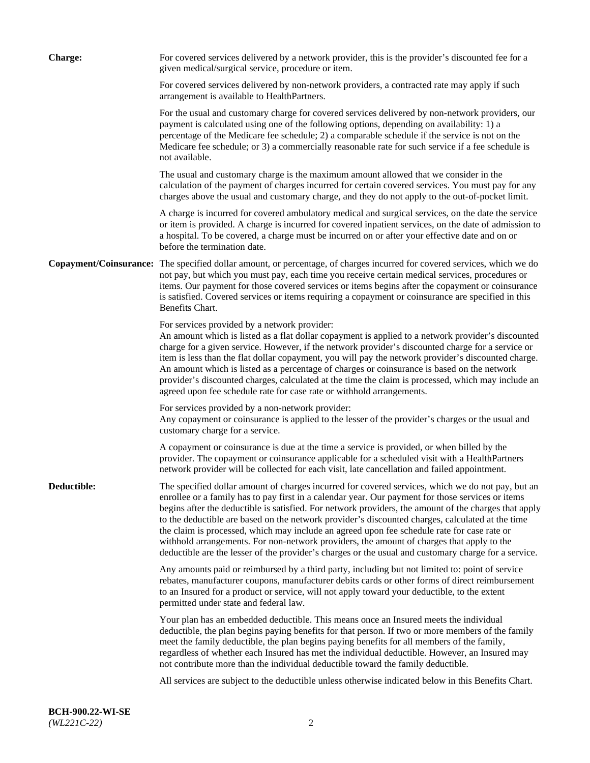**Charge:** For covered services delivered by a network provider, this is the provider's discounted fee for a given medical/surgical service, procedure or item.

For covered services delivered by non-network providers, a contracted rate may apply if such arrangement is available to HealthPartners.

For the usual and customary charge for covered services delivered by non-network providers, our payment is calculated using one of the following options, depending on availability: 1) a percentage of the Medicare fee schedule; 2) a comparable schedule if the service is not on the Medicare fee schedule; or 3) a commercially reasonable rate for such service if a fee schedule is not available.

The usual and customary charge is the maximum amount allowed that we consider in the calculation of the payment of charges incurred for certain covered services. You must pay for any charges above the usual and customary charge, and they do not apply to the out-of-pocket limit.

A charge is incurred for covered ambulatory medical and surgical services, on the date the service or item is provided. A charge is incurred for covered inpatient services, on the date of admission to a hospital. To be covered, a charge must be incurred on or after your effective date and on or before the termination date.

**Copayment/Coinsurance:** The specified dollar amount, or percentage, of charges incurred for covered services, which we do not pay, but which you must pay, each time you receive certain medical services, procedures or items. Our payment for those covered services or items begins after the copayment or coinsurance is satisfied. Covered services or items requiring a copayment or coinsurance are specified in this Benefits Chart.

For services provided by a network provider:
An amount which is listed as a flat dollar copayment is applied to a network provider's discounted charge for a given service. However, if the network provider's discounted charge for a service or item is less than the flat dollar copayment, you will pay the network provider's discounted charge. An amount which is listed as a percentage of charges or coinsurance is based on the network provider's discounted charges, calculated at the time the claim is processed, which may include an agreed upon fee schedule rate for case rate or withhold arrangements.

For services provided by a non-network provider:
Any copayment or coinsurance is applied to the lesser of the provider's charges or the usual and customary charge for a service.

A copayment or coinsurance is due at the time a service is provided, or when billed by the provider. The copayment or coinsurance applicable for a scheduled visit with a HealthPartners network provider will be collected for each visit, late cancellation and failed appointment.

**Deductible:** The specified dollar amount of charges incurred for covered services, which we do not pay, but an enrollee or a family has to pay first in a calendar year. Our payment for those services or items begins after the deductible is satisfied. For network providers, the amount of the charges that apply to the deductible are based on the network provider's discounted charges, calculated at the time the claim is processed, which may include an agreed upon fee schedule rate for case rate or withhold arrangements. For non-network providers, the amount of charges that apply to the deductible are the lesser of the provider's charges or the usual and customary charge for a service.

Any amounts paid or reimbursed by a third party, including but not limited to: point of service rebates, manufacturer coupons, manufacturer debits cards or other forms of direct reimbursement to an Insured for a product or service, will not apply toward your deductible, to the extent permitted under state and federal law.

Your plan has an embedded deductible. This means once an Insured meets the individual deductible, the plan begins paying benefits for that person. If two or more members of the family meet the family deductible, the plan begins paying benefits for all members of the family, regardless of whether each Insured has met the individual deductible. However, an Insured may not contribute more than the individual deductible toward the family deductible.

All services are subject to the deductible unless otherwise indicated below in this Benefits Chart.

**BCH-900.22-WI-SE**
*(WL221C-22)*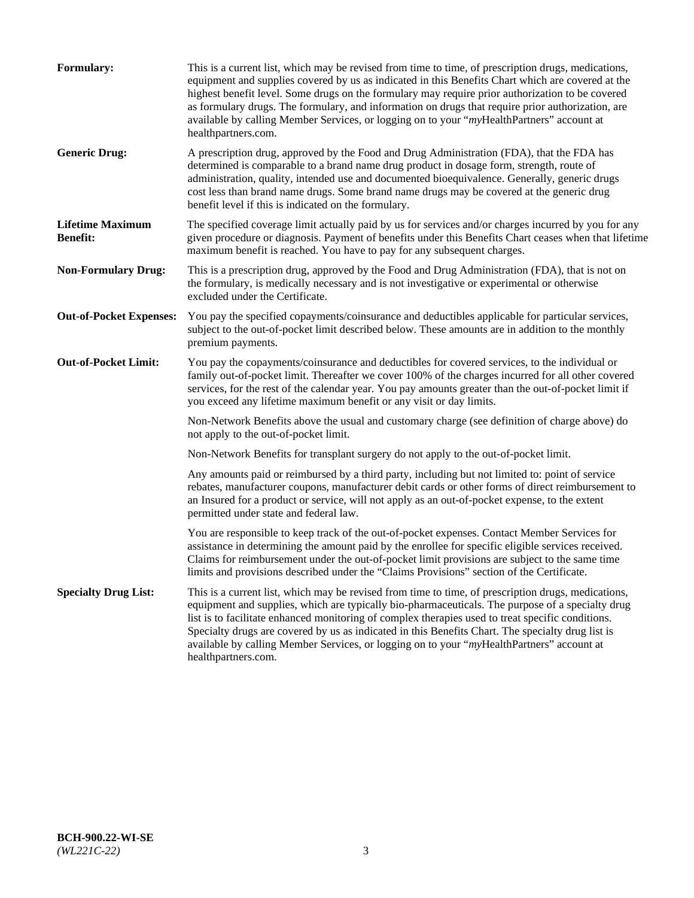**Formulary:** This is a current list, which may be revised from time to time, of prescription drugs, medications, equipment and supplies covered by us as indicated in this Benefits Chart which are covered at the highest benefit level. Some drugs on the formulary may require prior authorization to be covered as formulary drugs. The formulary, and information on drugs that require prior authorization, are available by calling Member Services, or logging on to your "*my*HealthPartners" account at healthpartners.com.

**Generic Drug:** A prescription drug, approved by the Food and Drug Administration (FDA), that the FDA has determined is comparable to a brand name drug product in dosage form, strength, route of administration, quality, intended use and documented bioequivalence. Generally, generic drugs cost less than brand name drugs. Some brand name drugs may be covered at the generic drug benefit level if this is indicated on the formulary.

**Lifetime Maximum Benefit:** The specified coverage limit actually paid by us for services and/or charges incurred by you for any given procedure or diagnosis. Payment of benefits under this Benefits Chart ceases when that lifetime maximum benefit is reached. You have to pay for any subsequent charges.

**Non-Formulary Drug:** This is a prescription drug, approved by the Food and Drug Administration (FDA), that is not on the formulary, is medically necessary and is not investigative or experimental or otherwise excluded under the Certificate.

**Out-of-Pocket Expenses:** You pay the specified copayments/coinsurance and deductibles applicable for particular services, subject to the out-of-pocket limit described below. These amounts are in addition to the monthly premium payments.

**Out-of-Pocket Limit:** You pay the copayments/coinsurance and deductibles for covered services, to the individual or family out-of-pocket limit. Thereafter we cover 100% of the charges incurred for all other covered services, for the rest of the calendar year. You pay amounts greater than the out-of-pocket limit if you exceed any lifetime maximum benefit or any visit or day limits.

Non-Network Benefits above the usual and customary charge (see definition of charge above) do not apply to the out-of-pocket limit.

Non-Network Benefits for transplant surgery do not apply to the out-of-pocket limit.

Any amounts paid or reimbursed by a third party, including but not limited to: point of service rebates, manufacturer coupons, manufacturer debit cards or other forms of direct reimbursement to an Insured for a product or service, will not apply as an out-of-pocket expense, to the extent permitted under state and federal law.

You are responsible to keep track of the out-of-pocket expenses. Contact Member Services for assistance in determining the amount paid by the enrollee for specific eligible services received. Claims for reimbursement under the out-of-pocket limit provisions are subject to the same time limits and provisions described under the "Claims Provisions" section of the Certificate.

**Specialty Drug List:** This is a current list, which may be revised from time to time, of prescription drugs, medications, equipment and supplies, which are typically bio-pharmaceuticals. The purpose of a specialty drug list is to facilitate enhanced monitoring of complex therapies used to treat specific conditions. Specialty drugs are covered by us as indicated in this Benefits Chart. The specialty drug list is available by calling Member Services, or logging on to your "*my*HealthPartners" account at healthpartners.com.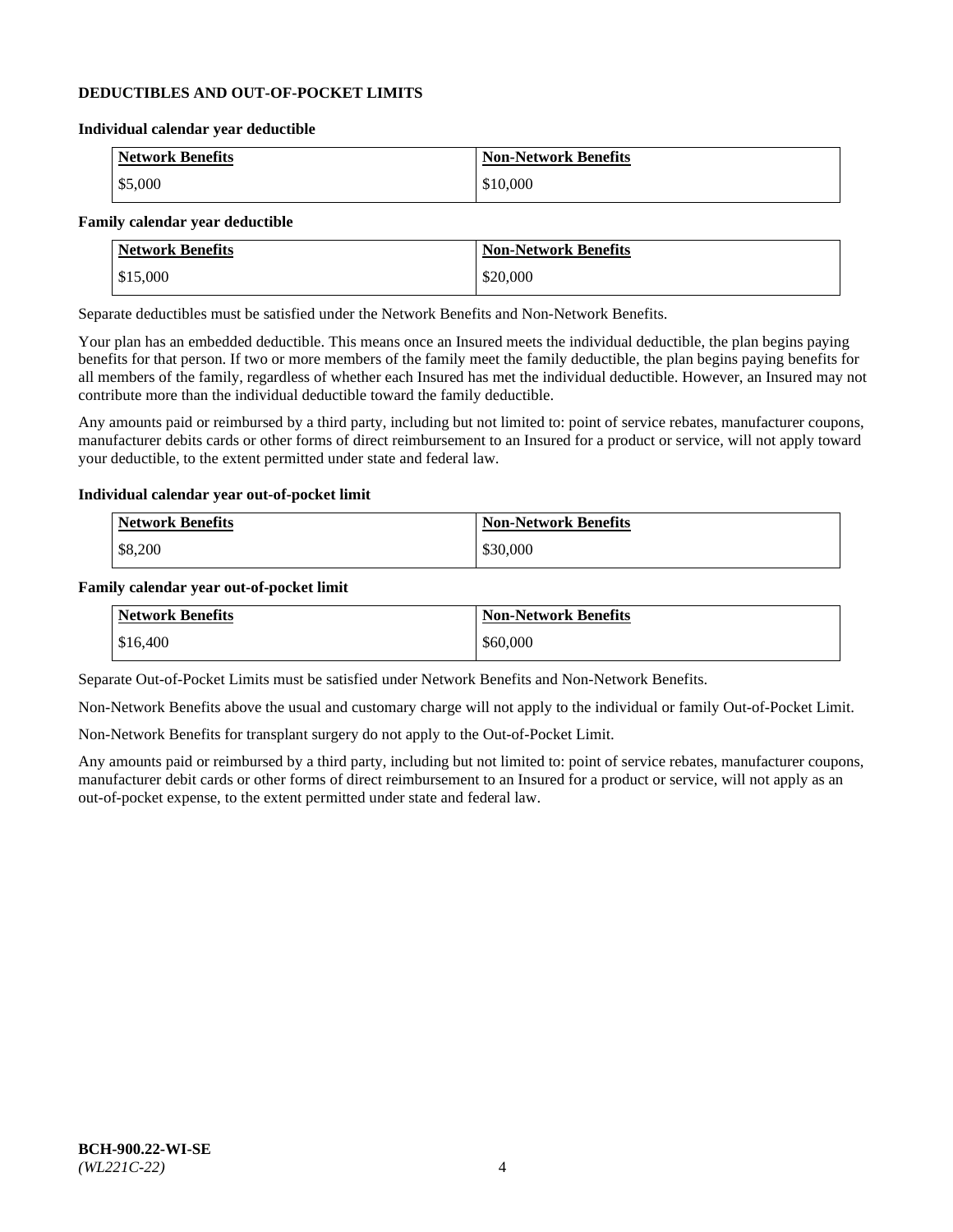## DEDUCTIBLES AND OUT-OF-POCKET LIMITS

### Individual calendar year deductible

| Network Benefits | Non-Network Benefits |
|---|---|
| $5,000 | $10,000 |

### Family calendar year deductible

| Network Benefits | Non-Network Benefits |
|---|---|
| $15,000 | $20,000 |

Separate deductibles must be satisfied under the Network Benefits and Non-Network Benefits.

Your plan has an embedded deductible. This means once an Insured meets the individual deductible, the plan begins paying benefits for that person. If two or more members of the family meet the family deductible, the plan begins paying benefits for all members of the family, regardless of whether each Insured has met the individual deductible. However, an Insured may not contribute more than the individual deductible toward the family deductible.

Any amounts paid or reimbursed by a third party, including but not limited to: point of service rebates, manufacturer coupons, manufacturer debits cards or other forms of direct reimbursement to an Insured for a product or service, will not apply toward your deductible, to the extent permitted under state and federal law.

### Individual calendar year out-of-pocket limit

| Network Benefits | Non-Network Benefits |
|---|---|
| $8,200 | $30,000 |

### Family calendar year out-of-pocket limit

| Network Benefits | Non-Network Benefits |
|---|---|
| $16,400 | $60,000 |

Separate Out-of-Pocket Limits must be satisfied under Network Benefits and Non-Network Benefits.

Non-Network Benefits above the usual and customary charge will not apply to the individual or family Out-of-Pocket Limit.

Non-Network Benefits for transplant surgery do not apply to the Out-of-Pocket Limit.

Any amounts paid or reimbursed by a third party, including but not limited to: point of service rebates, manufacturer coupons, manufacturer debit cards or other forms of direct reimbursement to an Insured for a product or service, will not apply as an out-of-pocket expense, to the extent permitted under state and federal law.

**BCH-900.22-WI-SE**
*(WL221C-22)*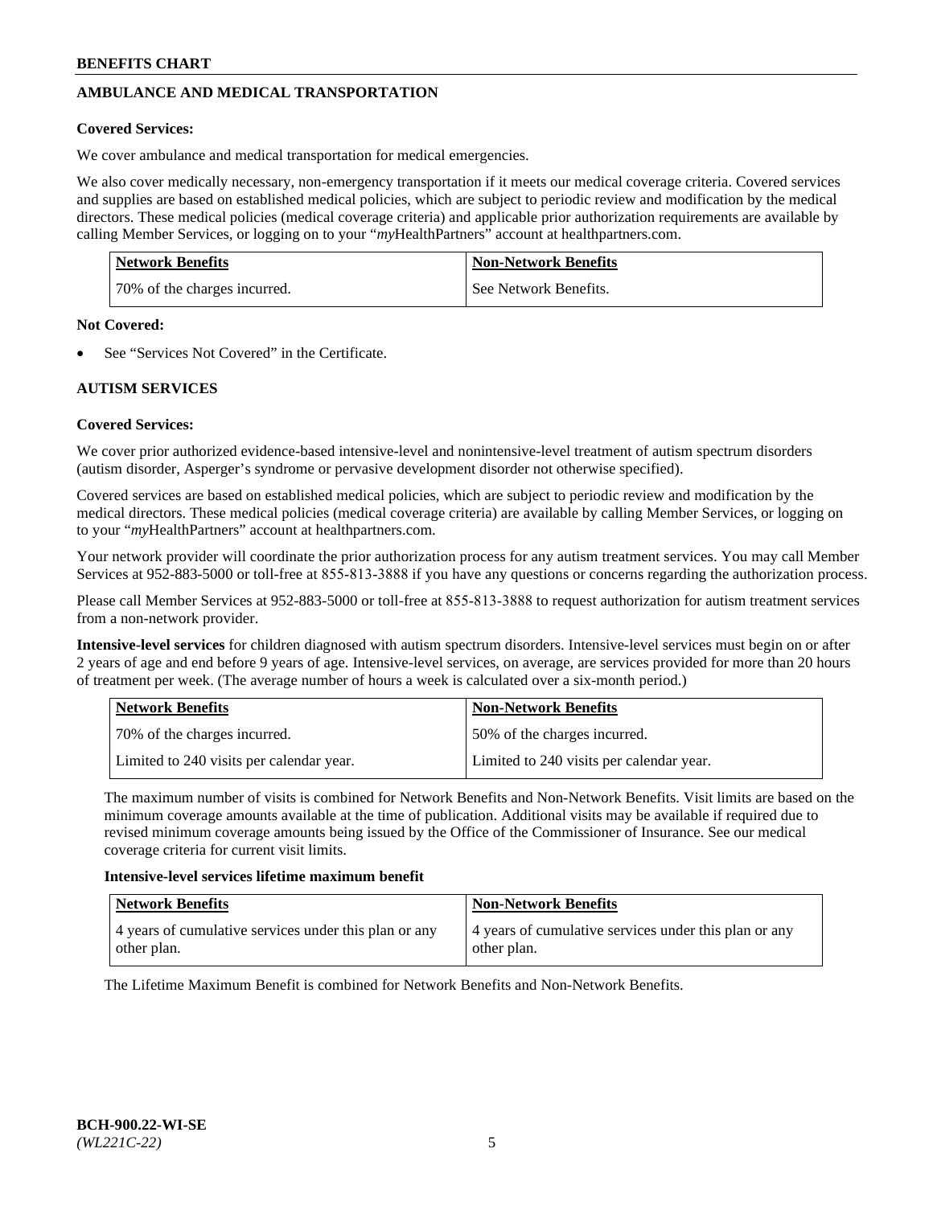## AMBULANCE AND MEDICAL TRANSPORTATION

**Covered Services:**

We cover ambulance and medical transportation for medical emergencies.

We also cover medically necessary, non-emergency transportation if it meets our medical coverage criteria. Covered services and supplies are based on established medical policies, which are subject to periodic review and modification by the medical directors. These medical policies (medical coverage criteria) and applicable prior authorization requirements are available by calling Member Services, or logging on to your "*my*HealthPartners" account at healthpartners.com.

| Network Benefits | Non-Network Benefits |
| --- | --- |
| 70% of the charges incurred. | See Network Benefits. |

**Not Covered:**

- See "Services Not Covered" in the Certificate.

## AUTISM SERVICES

**Covered Services:**

We cover prior authorized evidence-based intensive-level and nonintensive-level treatment of autism spectrum disorders (autism disorder, Asperger's syndrome or pervasive development disorder not otherwise specified).

Covered services are based on established medical policies, which are subject to periodic review and modification by the medical directors. These medical policies (medical coverage criteria) are available by calling Member Services, or logging on to your "*my*HealthPartners" account at healthpartners.com.

Your network provider will coordinate the prior authorization process for any autism treatment services. You may call Member Services at 952-883-5000 or toll-free at 855-813-3888 if you have any questions or concerns regarding the authorization process.

Please call Member Services at 952-883-5000 or toll-free at 855-813-3888 to request authorization for autism treatment services from a non-network provider.

**Intensive-level services** for children diagnosed with autism spectrum disorders. Intensive-level services must begin on or after 2 years of age and end before 9 years of age. Intensive-level services, on average, are services provided for more than 20 hours of treatment per week. (The average number of hours a week is calculated over a six-month period.)

| Network Benefits | Non-Network Benefits |
| --- | --- |
| 70% of the charges incurred. | 50% of the charges incurred. |
| Limited to 240 visits per calendar year. | Limited to 240 visits per calendar year. |

The maximum number of visits is combined for Network Benefits and Non-Network Benefits. Visit limits are based on the minimum coverage amounts available at the time of publication. Additional visits may be available if required due to revised minimum coverage amounts being issued by the Office of the Commissioner of Insurance. See our medical coverage criteria for current visit limits.

**Intensive-level services lifetime maximum benefit**

| Network Benefits | Non-Network Benefits |
| --- | --- |
| 4 years of cumulative services under this plan or any other plan. | 4 years of cumulative services under this plan or any other plan. |

The Lifetime Maximum Benefit is combined for Network Benefits and Non-Network Benefits.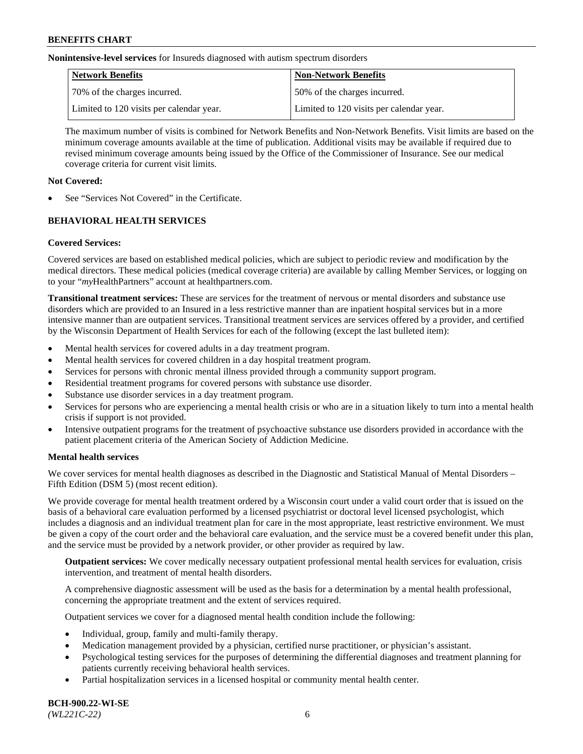**Nonintensive-level services** for Insureds diagnosed with autism spectrum disorders

| Network Benefits | Non-Network Benefits |
| --- | --- |
| 70% of the charges incurred. | 50% of the charges incurred. |
| Limited to 120 visits per calendar year. | Limited to 120 visits per calendar year. |

The maximum number of visits is combined for Network Benefits and Non-Network Benefits. Visit limits are based on the minimum coverage amounts available at the time of publication. Additional visits may be available if required due to revised minimum coverage amounts being issued by the Office of the Commissioner of Insurance. See our medical coverage criteria for current visit limits.

**Not Covered:**

- See "Services Not Covered" in the Certificate.

## BEHAVIORAL HEALTH SERVICES

**Covered Services:**

Covered services are based on established medical policies, which are subject to periodic review and modification by the medical directors. These medical policies (medical coverage criteria) are available by calling Member Services, or logging on to your "*my*HealthPartners" account at healthpartners.com.

**Transitional treatment services:** These are services for the treatment of nervous or mental disorders and substance use disorders which are provided to an Insured in a less restrictive manner than are inpatient hospital services but in a more intensive manner than are outpatient services. Transitional treatment services are services offered by a provider, and certified by the Wisconsin Department of Health Services for each of the following (except the last bulleted item):

- Mental health services for covered adults in a day treatment program.
- Mental health services for covered children in a day hospital treatment program.
- Services for persons with chronic mental illness provided through a community support program.
- Residential treatment programs for covered persons with substance use disorder.
- Substance use disorder services in a day treatment program.
- Services for persons who are experiencing a mental health crisis or who are in a situation likely to turn into a mental health crisis if support is not provided.
- Intensive outpatient programs for the treatment of psychoactive substance use disorders provided in accordance with the patient placement criteria of the American Society of Addiction Medicine.

**Mental health services**

We cover services for mental health diagnoses as described in the Diagnostic and Statistical Manual of Mental Disorders – Fifth Edition (DSM 5) (most recent edition).

We provide coverage for mental health treatment ordered by a Wisconsin court under a valid court order that is issued on the basis of a behavioral care evaluation performed by a licensed psychiatrist or doctoral level licensed psychologist, which includes a diagnosis and an individual treatment plan for care in the most appropriate, least restrictive environment. We must be given a copy of the court order and the behavioral care evaluation, and the service must be a covered benefit under this plan, and the service must be provided by a network provider, or other provider as required by law.

**Outpatient services:** We cover medically necessary outpatient professional mental health services for evaluation, crisis intervention, and treatment of mental health disorders.

A comprehensive diagnostic assessment will be used as the basis for a determination by a mental health professional, concerning the appropriate treatment and the extent of services required.

Outpatient services we cover for a diagnosed mental health condition include the following:

- Individual, group, family and multi-family therapy.
- Medication management provided by a physician, certified nurse practitioner, or physician's assistant.
- Psychological testing services for the purposes of determining the differential diagnoses and treatment planning for patients currently receiving behavioral health services.
- Partial hospitalization services in a licensed hospital or community mental health center.

**BCH-900.22-WI-SE**
*(WL221C-22)*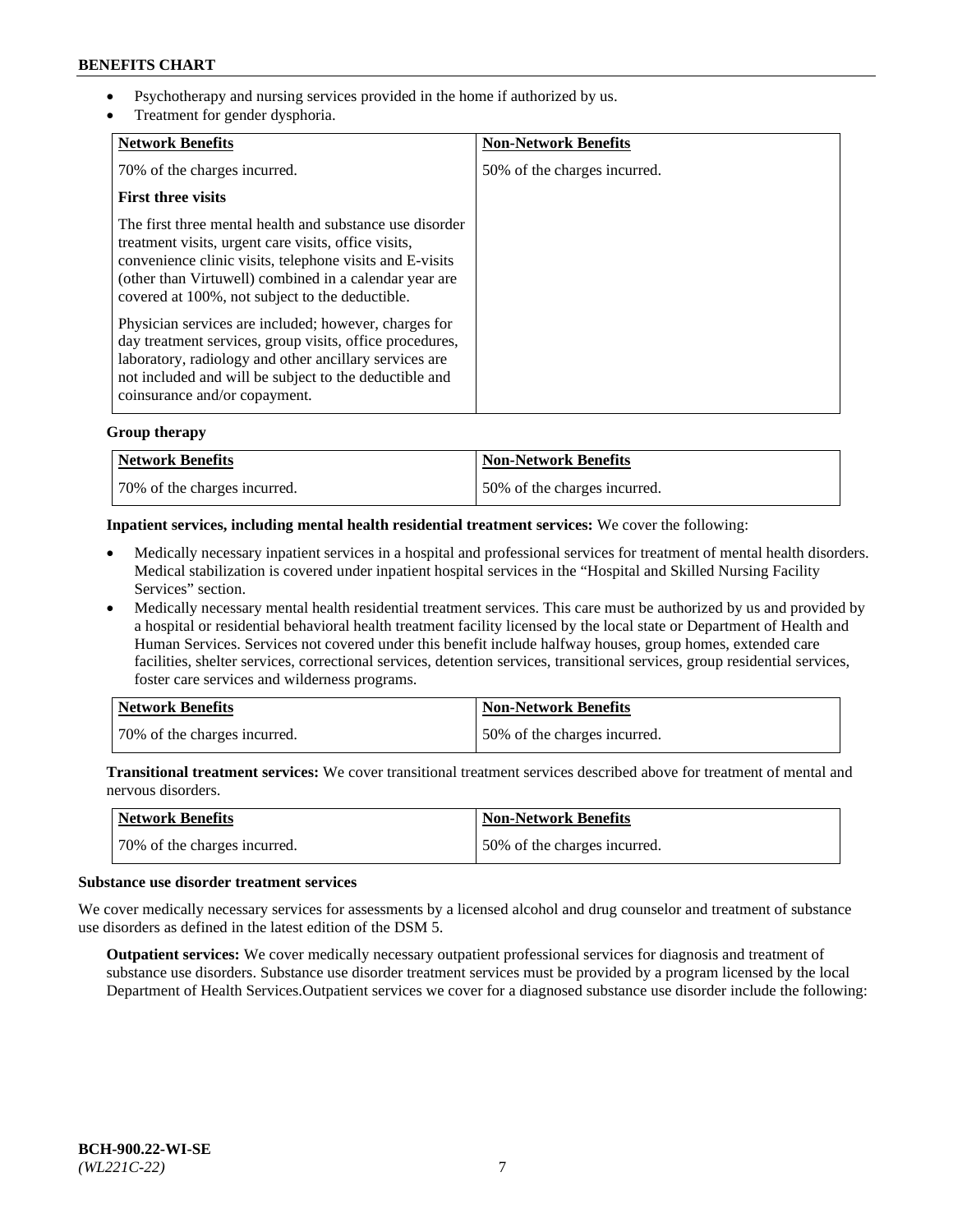- Psychotherapy and nursing services provided in the home if authorized by us.
- Treatment for gender dysphoria.

| Network Benefits | Non-Network Benefits |
| --- | --- |
| 70% of the charges incurred.<br><br>**First three visits**<br><br>The first three mental health and substance use disorder treatment visits, urgent care visits, office visits, convenience clinic visits, telephone visits and E-visits (other than Virtuwell) combined in a calendar year are covered at 100%, not subject to the deductible.<br><br>Physician services are included; however, charges for day treatment services, group visits, office procedures, laboratory, radiology and other ancillary services are not included and will be subject to the deductible and coinsurance and/or copayment. | 50% of the charges incurred. |

**Group therapy**

| Network Benefits | Non-Network Benefits |
| --- | --- |
| 70% of the charges incurred. | 50% of the charges incurred. |

**Inpatient services, including mental health residential treatment services:** We cover the following:

- Medically necessary inpatient services in a hospital and professional services for treatment of mental health disorders. Medical stabilization is covered under inpatient hospital services in the "Hospital and Skilled Nursing Facility Services" section.
- Medically necessary mental health residential treatment services. This care must be authorized by us and provided by a hospital or residential behavioral health treatment facility licensed by the local state or Department of Health and Human Services. Services not covered under this benefit include halfway houses, group homes, extended care facilities, shelter services, correctional services, detention services, transitional services, group residential services, foster care services and wilderness programs.

| Network Benefits | Non-Network Benefits |
| --- | --- |
| 70% of the charges incurred. | 50% of the charges incurred. |

**Transitional treatment services:** We cover transitional treatment services described above for treatment of mental and nervous disorders.

| Network Benefits | Non-Network Benefits |
| --- | --- |
| 70% of the charges incurred. | 50% of the charges incurred. |

**Substance use disorder treatment services**

We cover medically necessary services for assessments by a licensed alcohol and drug counselor and treatment of substance use disorders as defined in the latest edition of the DSM 5.

**Outpatient services:** We cover medically necessary outpatient professional services for diagnosis and treatment of substance use disorders. Substance use disorder treatment services must be provided by a program licensed by the local Department of Health Services.Outpatient services we cover for a diagnosed substance use disorder include the following: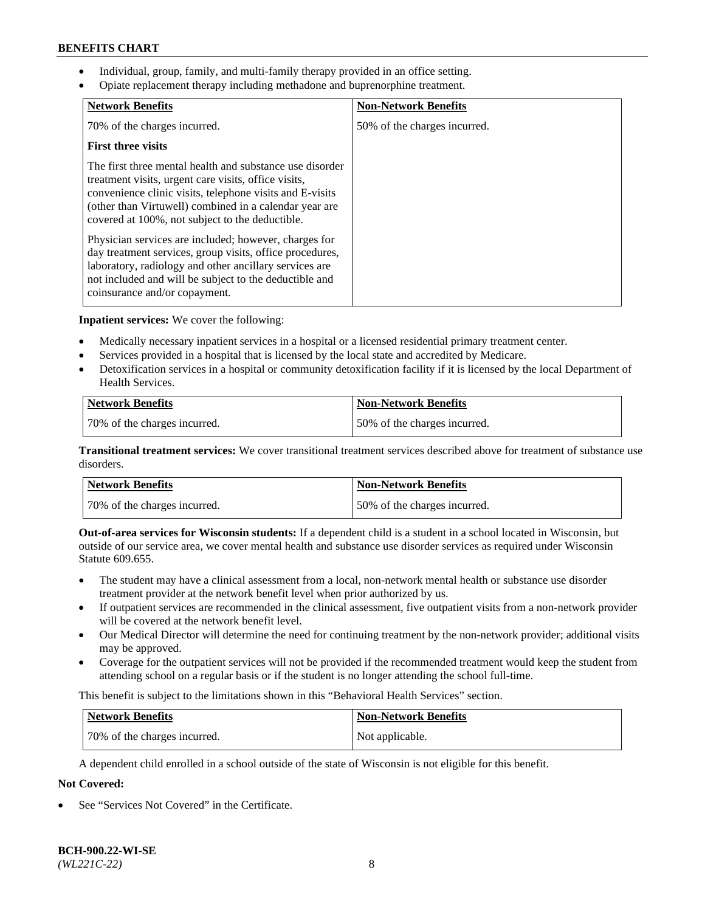- Individual, group, family, and multi-family therapy provided in an office setting.
- Opiate replacement therapy including methadone and buprenorphine treatment.

| Network Benefits | Non-Network Benefits |
| --- | --- |
| 70% of the charges incurred.<br><br>**First three visits**<br><br>The first three mental health and substance use disorder treatment visits, urgent care visits, office visits, convenience clinic visits, telephone visits and E-visits (other than Virtuwell) combined in a calendar year are covered at 100%, not subject to the deductible.<br><br>Physician services are included; however, charges for day treatment services, group visits, office procedures, laboratory, radiology and other ancillary services are not included and will be subject to the deductible and coinsurance and/or copayment. | 50% of the charges incurred. |

**Inpatient services:** We cover the following:

- Medically necessary inpatient services in a hospital or a licensed residential primary treatment center.
- Services provided in a hospital that is licensed by the local state and accredited by Medicare.
- Detoxification services in a hospital or community detoxification facility if it is licensed by the local Department of Health Services.

| Network Benefits | Non-Network Benefits |
| --- | --- |
| 70% of the charges incurred. | 50% of the charges incurred. |

**Transitional treatment services:** We cover transitional treatment services described above for treatment of substance use disorders.

| Network Benefits | Non-Network Benefits |
| --- | --- |
| 70% of the charges incurred. | 50% of the charges incurred. |

**Out-of-area services for Wisconsin students:** If a dependent child is a student in a school located in Wisconsin, but outside of our service area, we cover mental health and substance use disorder services as required under Wisconsin Statute 609.655.

- The student may have a clinical assessment from a local, non-network mental health or substance use disorder treatment provider at the network benefit level when prior authorized by us.
- If outpatient services are recommended in the clinical assessment, five outpatient visits from a non-network provider will be covered at the network benefit level.
- Our Medical Director will determine the need for continuing treatment by the non-network provider; additional visits may be approved.
- Coverage for the outpatient services will not be provided if the recommended treatment would keep the student from attending school on a regular basis or if the student is no longer attending the school full-time.

This benefit is subject to the limitations shown in this "Behavioral Health Services" section.

| Network Benefits | Non-Network Benefits |
| --- | --- |
| 70% of the charges incurred. | Not applicable. |

A dependent child enrolled in a school outside of the state of Wisconsin is not eligible for this benefit.

**Not Covered:**

- See "Services Not Covered" in the Certificate.

**BCH-900.22-WI-SE**
*(WL221C-22)*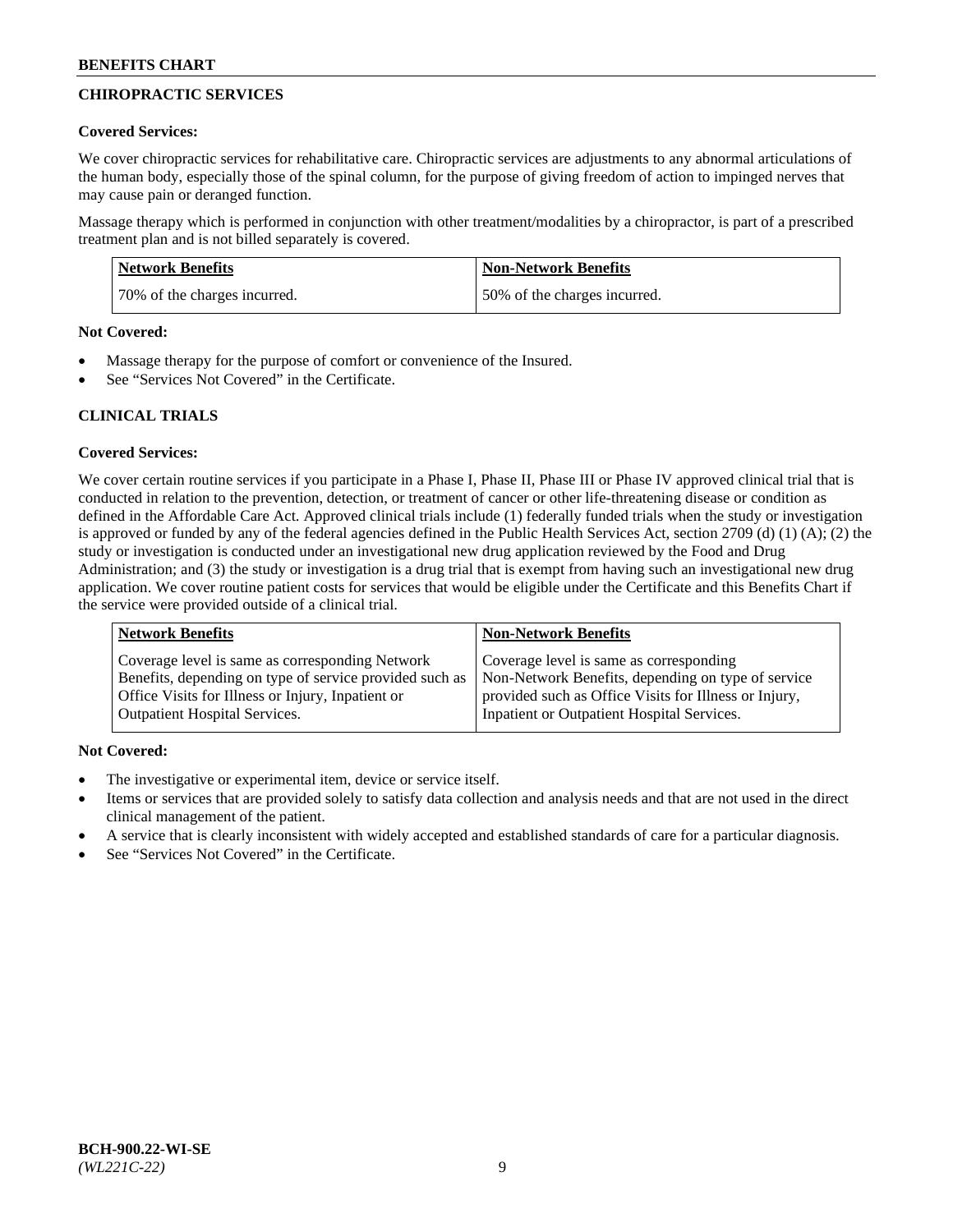## CHIROPRACTIC SERVICES

**Covered Services:**

We cover chiropractic services for rehabilitative care. Chiropractic services are adjustments to any abnormal articulations of the human body, especially those of the spinal column, for the purpose of giving freedom of action to impinged nerves that may cause pain or deranged function.

Massage therapy which is performed in conjunction with other treatment/modalities by a chiropractor, is part of a prescribed treatment plan and is not billed separately is covered.

| Network Benefits | Non-Network Benefits |
|---|---|
| 70% of the charges incurred. | 50% of the charges incurred. |

**Not Covered:**

- Massage therapy for the purpose of comfort or convenience of the Insured.
- See "Services Not Covered" in the Certificate.

## CLINICAL TRIALS

**Covered Services:**

We cover certain routine services if you participate in a Phase I, Phase II, Phase III or Phase IV approved clinical trial that is conducted in relation to the prevention, detection, or treatment of cancer or other life-threatening disease or condition as defined in the Affordable Care Act. Approved clinical trials include (1) federally funded trials when the study or investigation is approved or funded by any of the federal agencies defined in the Public Health Services Act, section 2709 (d) (1) (A); (2) the study or investigation is conducted under an investigational new drug application reviewed by the Food and Drug Administration; and (3) the study or investigation is a drug trial that is exempt from having such an investigational new drug application. We cover routine patient costs for services that would be eligible under the Certificate and this Benefits Chart if the service were provided outside of a clinical trial.

| Network Benefits | Non-Network Benefits |
|---|---|
| Coverage level is same as corresponding Network Benefits, depending on type of service provided such as Office Visits for Illness or Injury, Inpatient or Outpatient Hospital Services. | Coverage level is same as corresponding Non-Network Benefits, depending on type of service provided such as Office Visits for Illness or Injury, Inpatient or Outpatient Hospital Services. |

**Not Covered:**

- The investigative or experimental item, device or service itself.
- Items or services that are provided solely to satisfy data collection and analysis needs and that are not used in the direct clinical management of the patient.
- A service that is clearly inconsistent with widely accepted and established standards of care for a particular diagnosis.
- See "Services Not Covered" in the Certificate.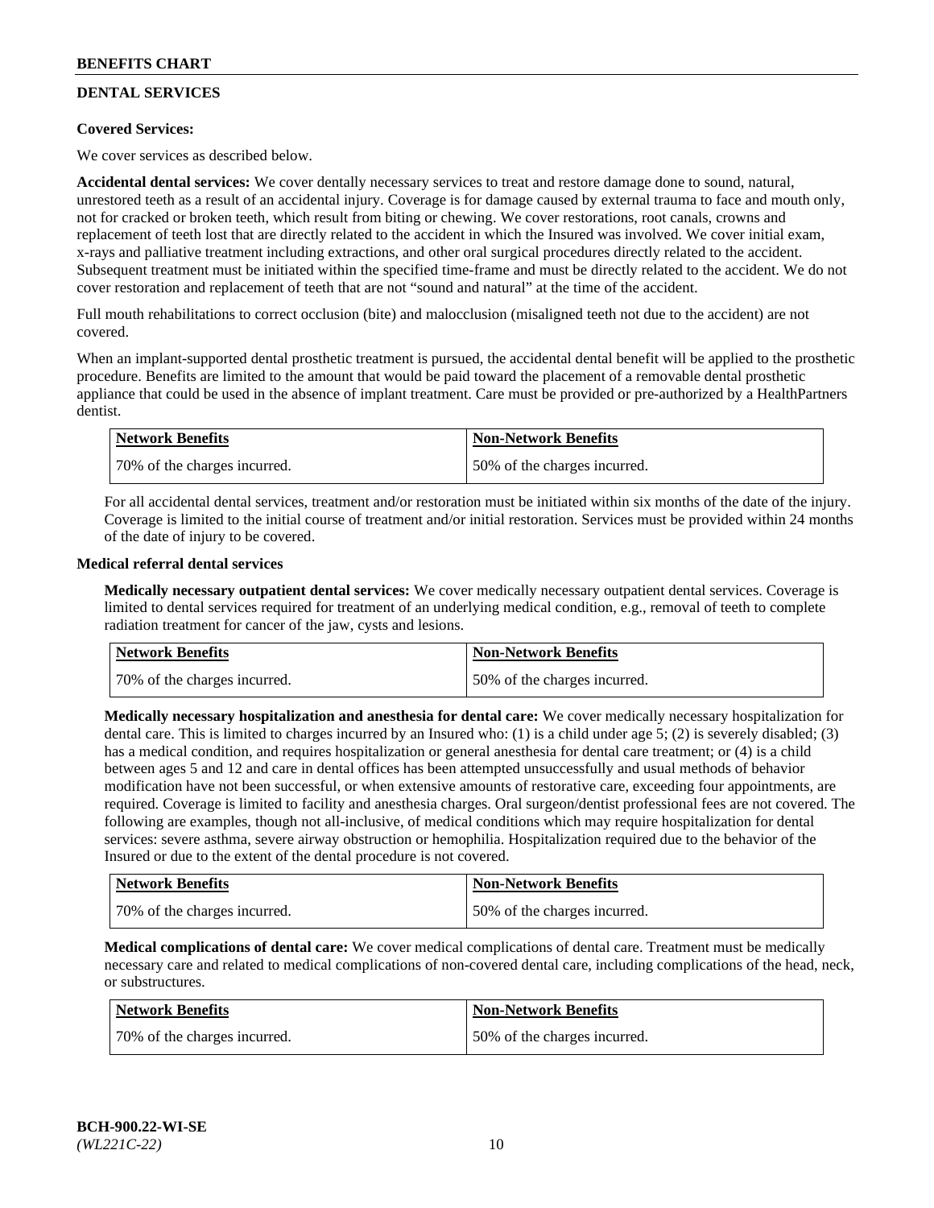## DENTAL SERVICES

**Covered Services:**

We cover services as described below.

**Accidental dental services:** We cover dentally necessary services to treat and restore damage done to sound, natural, unrestored teeth as a result of an accidental injury. Coverage is for damage caused by external trauma to face and mouth only, not for cracked or broken teeth, which result from biting or chewing. We cover restorations, root canals, crowns and replacement of teeth lost that are directly related to the accident in which the Insured was involved. We cover initial exam, x-rays and palliative treatment including extractions, and other oral surgical procedures directly related to the accident. Subsequent treatment must be initiated within the specified time-frame and must be directly related to the accident. We do not cover restoration and replacement of teeth that are not "sound and natural" at the time of the accident.

Full mouth rehabilitations to correct occlusion (bite) and malocclusion (misaligned teeth not due to the accident) are not covered.

When an implant-supported dental prosthetic treatment is pursued, the accidental dental benefit will be applied to the prosthetic procedure. Benefits are limited to the amount that would be paid toward the placement of a removable dental prosthetic appliance that could be used in the absence of implant treatment. Care must be provided or pre-authorized by a HealthPartners dentist.

| Network Benefits | Non-Network Benefits |
| --- | --- |
| 70% of the charges incurred. | 50% of the charges incurred. |

For all accidental dental services, treatment and/or restoration must be initiated within six months of the date of the injury. Coverage is limited to the initial course of treatment and/or initial restoration. Services must be provided within 24 months of the date of injury to be covered.

**Medical referral dental services**

**Medically necessary outpatient dental services:** We cover medically necessary outpatient dental services. Coverage is limited to dental services required for treatment of an underlying medical condition, e.g., removal of teeth to complete radiation treatment for cancer of the jaw, cysts and lesions.

| Network Benefits | Non-Network Benefits |
| --- | --- |
| 70% of the charges incurred. | 50% of the charges incurred. |

**Medically necessary hospitalization and anesthesia for dental care:** We cover medically necessary hospitalization for dental care. This is limited to charges incurred by an Insured who: (1) is a child under age 5; (2) is severely disabled; (3) has a medical condition, and requires hospitalization or general anesthesia for dental care treatment; or (4) is a child between ages 5 and 12 and care in dental offices has been attempted unsuccessfully and usual methods of behavior modification have not been successful, or when extensive amounts of restorative care, exceeding four appointments, are required. Coverage is limited to facility and anesthesia charges. Oral surgeon/dentist professional fees are not covered. The following are examples, though not all-inclusive, of medical conditions which may require hospitalization for dental services: severe asthma, severe airway obstruction or hemophilia. Hospitalization required due to the behavior of the Insured or due to the extent of the dental procedure is not covered.

| Network Benefits | Non-Network Benefits |
| --- | --- |
| 70% of the charges incurred. | 50% of the charges incurred. |

**Medical complications of dental care:** We cover medical complications of dental care. Treatment must be medically necessary care and related to medical complications of non-covered dental care, including complications of the head, neck, or substructures.

| Network Benefits | Non-Network Benefits |
| --- | --- |
| 70% of the charges incurred. | 50% of the charges incurred. |

BCH-900.22-WI-SE
*(WL221C-22)*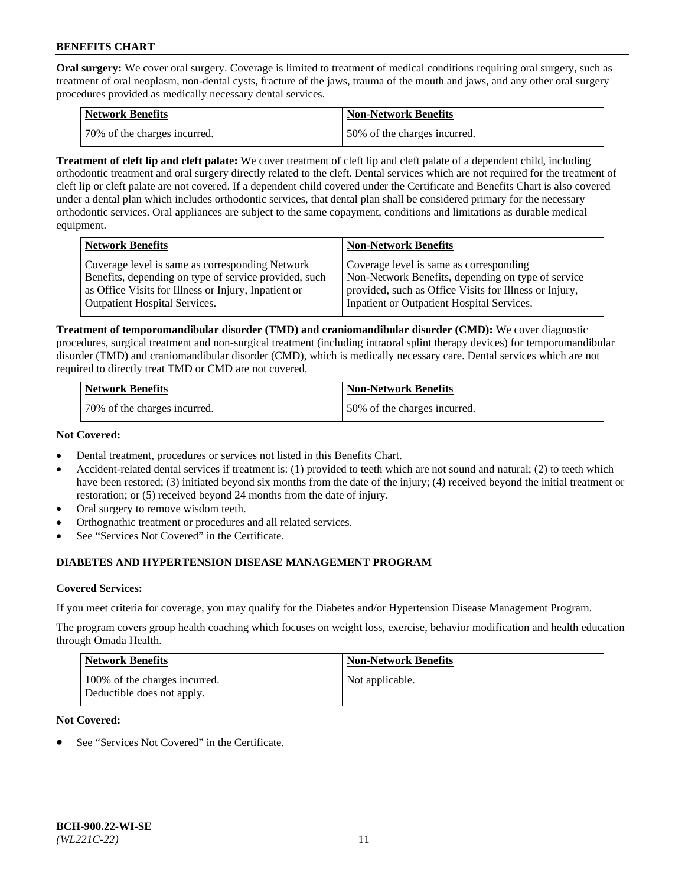**Oral surgery:** We cover oral surgery. Coverage is limited to treatment of medical conditions requiring oral surgery, such as treatment of oral neoplasm, non-dental cysts, fracture of the jaws, trauma of the mouth and jaws, and any other oral surgery procedures provided as medically necessary dental services.

| Network Benefits | Non-Network Benefits |
|---|---|
| 70% of the charges incurred. | 50% of the charges incurred. |

**Treatment of cleft lip and cleft palate:** We cover treatment of cleft lip and cleft palate of a dependent child, including orthodontic treatment and oral surgery directly related to the cleft. Dental services which are not required for the treatment of cleft lip or cleft palate are not covered. If a dependent child covered under the Certificate and Benefits Chart is also covered under a dental plan which includes orthodontic services, that dental plan shall be considered primary for the necessary orthodontic services. Oral appliances are subject to the same copayment, conditions and limitations as durable medical equipment.

| Network Benefits | Non-Network Benefits |
|---|---|
| Coverage level is same as corresponding Network Benefits, depending on type of service provided, such as Office Visits for Illness or Injury, Inpatient or Outpatient Hospital Services. | Coverage level is same as corresponding Non-Network Benefits, depending on type of service provided, such as Office Visits for Illness or Injury, Inpatient or Outpatient Hospital Services. |

**Treatment of temporomandibular disorder (TMD) and craniomandibular disorder (CMD):** We cover diagnostic procedures, surgical treatment and non-surgical treatment (including intraoral splint therapy devices) for temporomandibular disorder (TMD) and craniomandibular disorder (CMD), which is medically necessary care. Dental services which are not required to directly treat TMD or CMD are not covered.

| Network Benefits | Non-Network Benefits |
|---|---|
| 70% of the charges incurred. | 50% of the charges incurred. |

**Not Covered:**

- Dental treatment, procedures or services not listed in this Benefits Chart.
- Accident-related dental services if treatment is: (1) provided to teeth which are not sound and natural; (2) to teeth which have been restored; (3) initiated beyond six months from the date of the injury; (4) received beyond the initial treatment or restoration; or (5) received beyond 24 months from the date of injury.
- Oral surgery to remove wisdom teeth.
- Orthognathic treatment or procedures and all related services.
- See "Services Not Covered" in the Certificate.

## DIABETES AND HYPERTENSION DISEASE MANAGEMENT PROGRAM

**Covered Services:**

If you meet criteria for coverage, you may qualify for the Diabetes and/or Hypertension Disease Management Program.

The program covers group health coaching which focuses on weight loss, exercise, behavior modification and health education through Omada Health.

| Network Benefits | Non-Network Benefits |
|---|---|
| 100% of the charges incurred. Deductible does not apply. | Not applicable. |

**Not Covered:**

- See "Services Not Covered" in the Certificate.

BCH-900.22-WI-SE
*(WL221C-22)*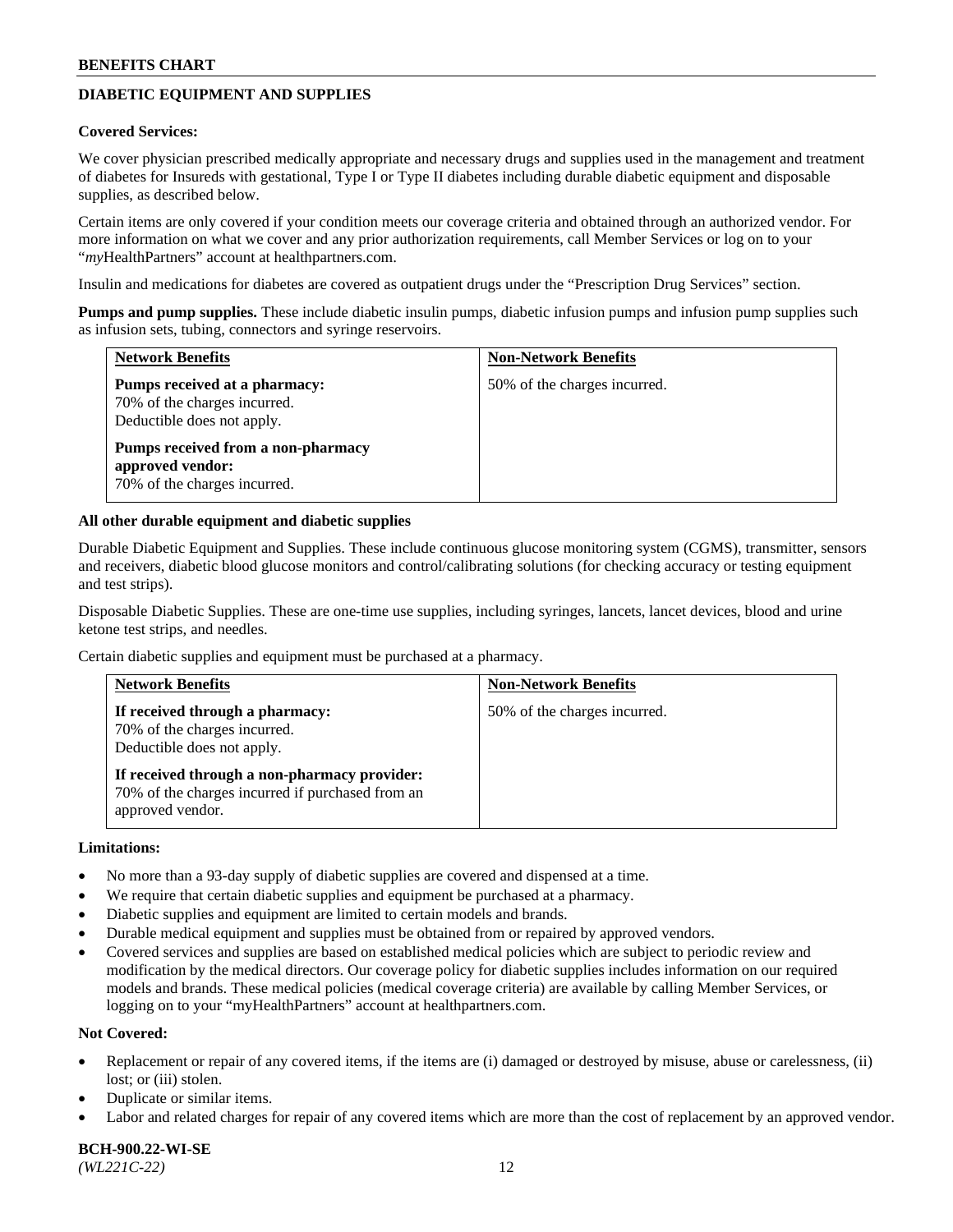## DIABETIC EQUIPMENT AND SUPPLIES

**Covered Services:**

We cover physician prescribed medically appropriate and necessary drugs and supplies used in the management and treatment of diabetes for Insureds with gestational, Type I or Type II diabetes including durable diabetic equipment and disposable supplies, as described below.

Certain items are only covered if your condition meets our coverage criteria and obtained through an authorized vendor. For more information on what we cover and any prior authorization requirements, call Member Services or log on to your "*my*HealthPartners" account at healthpartners.com.

Insulin and medications for diabetes are covered as outpatient drugs under the "Prescription Drug Services" section.

**Pumps and pump supplies.** These include diabetic insulin pumps, diabetic infusion pumps and infusion pump supplies such as infusion sets, tubing, connectors and syringe reservoirs.

| Network Benefits | Non-Network Benefits |
|---|---|
| **Pumps received at a pharmacy:** 70% of the charges incurred. Deductible does not apply. **Pumps received from a non-pharmacy approved vendor:** 70% of the charges incurred. | 50% of the charges incurred. |

**All other durable equipment and diabetic supplies**

Durable Diabetic Equipment and Supplies. These include continuous glucose monitoring system (CGMS), transmitter, sensors and receivers, diabetic blood glucose monitors and control/calibrating solutions (for checking accuracy or testing equipment and test strips).

Disposable Diabetic Supplies. These are one-time use supplies, including syringes, lancets, lancet devices, blood and urine ketone test strips, and needles.

Certain diabetic supplies and equipment must be purchased at a pharmacy.

| Network Benefits | Non-Network Benefits |
|---|---|
| **If received through a pharmacy:** 70% of the charges incurred. Deductible does not apply. **If received through a non-pharmacy provider:** 70% of the charges incurred if purchased from an approved vendor. | 50% of the charges incurred. |

**Limitations:**

- No more than a 93-day supply of diabetic supplies are covered and dispensed at a time.
- We require that certain diabetic supplies and equipment be purchased at a pharmacy.
- Diabetic supplies and equipment are limited to certain models and brands.
- Durable medical equipment and supplies must be obtained from or repaired by approved vendors.
- Covered services and supplies are based on established medical policies which are subject to periodic review and modification by the medical directors. Our coverage policy for diabetic supplies includes information on our required models and brands. These medical policies (medical coverage criteria) are available by calling Member Services, or logging on to your "myHealthPartners" account at healthpartners.com.

**Not Covered:**

- Replacement or repair of any covered items, if the items are (i) damaged or destroyed by misuse, abuse or carelessness, (ii) lost; or (iii) stolen.
- Duplicate or similar items.
- Labor and related charges for repair of any covered items which are more than the cost of replacement by an approved vendor.

**BCH-900.22-WI-SE**
*(WL221C-22)*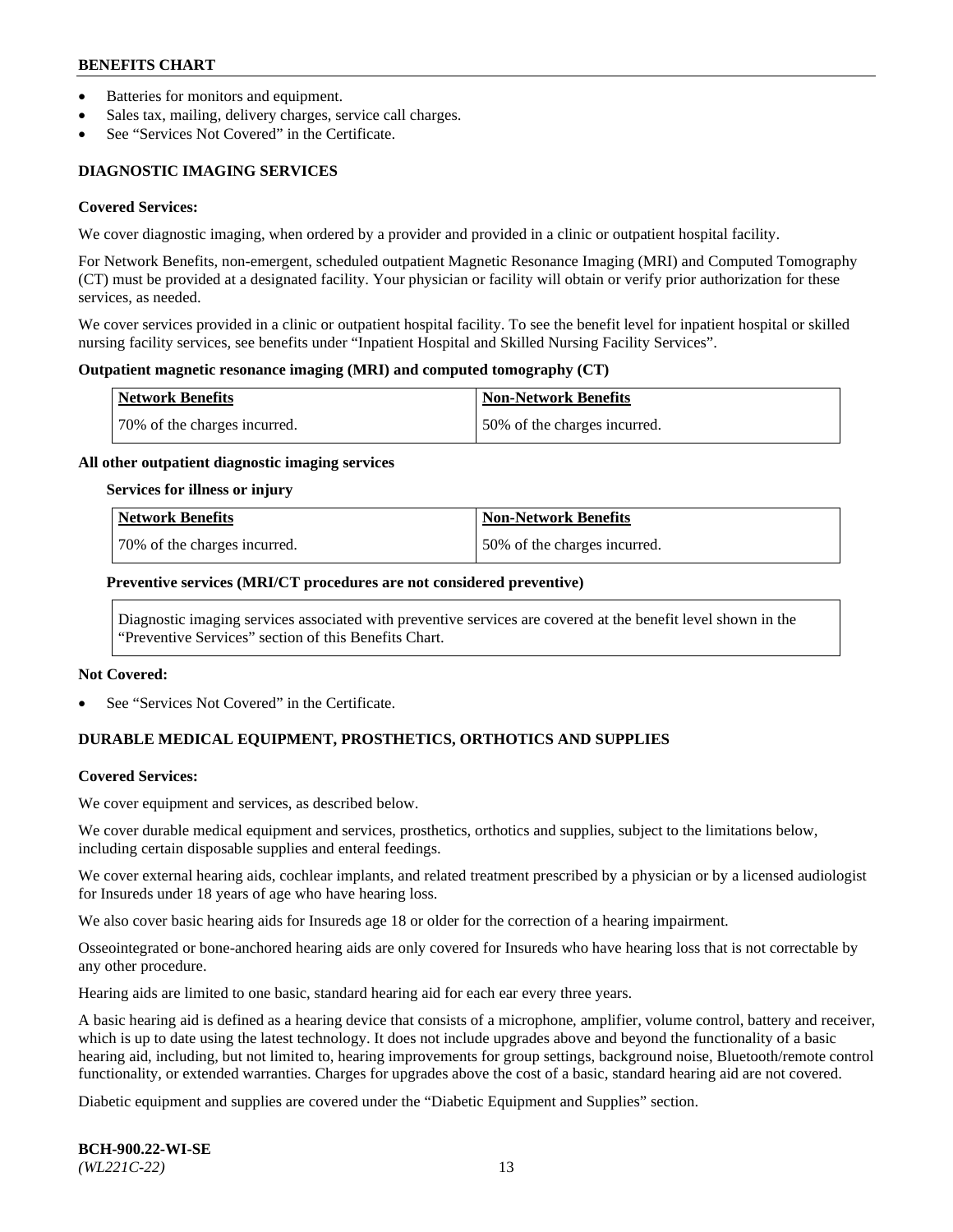- Batteries for monitors and equipment.
- Sales tax, mailing, delivery charges, service call charges.
- See "Services Not Covered" in the Certificate.

### DIAGNOSTIC IMAGING SERVICES

**Covered Services:**

We cover diagnostic imaging, when ordered by a provider and provided in a clinic or outpatient hospital facility.

For Network Benefits, non-emergent, scheduled outpatient Magnetic Resonance Imaging (MRI) and Computed Tomography (CT) must be provided at a designated facility. Your physician or facility will obtain or verify prior authorization for these services, as needed.

We cover services provided in a clinic or outpatient hospital facility. To see the benefit level for inpatient hospital or skilled nursing facility services, see benefits under "Inpatient Hospital and Skilled Nursing Facility Services".

**Outpatient magnetic resonance imaging (MRI) and computed tomography (CT)**

| Network Benefits | Non-Network Benefits |
|---|---|
| 70% of the charges incurred. | 50% of the charges incurred. |

**All other outpatient diagnostic imaging services**

**Services for illness or injury**

| Network Benefits | Non-Network Benefits |
|---|---|
| 70% of the charges incurred. | 50% of the charges incurred. |

**Preventive services (MRI/CT procedures are not considered preventive)**

Diagnostic imaging services associated with preventive services are covered at the benefit level shown in the "Preventive Services" section of this Benefits Chart.

**Not Covered:**

- See "Services Not Covered" in the Certificate.

### DURABLE MEDICAL EQUIPMENT, PROSTHETICS, ORTHOTICS AND SUPPLIES

**Covered Services:**

We cover equipment and services, as described below.

We cover durable medical equipment and services, prosthetics, orthotics and supplies, subject to the limitations below, including certain disposable supplies and enteral feedings.

We cover external hearing aids, cochlear implants, and related treatment prescribed by a physician or by a licensed audiologist for Insureds under 18 years of age who have hearing loss.

We also cover basic hearing aids for Insureds age 18 or older for the correction of a hearing impairment.

Osseointegrated or bone-anchored hearing aids are only covered for Insureds who have hearing loss that is not correctable by any other procedure.

Hearing aids are limited to one basic, standard hearing aid for each ear every three years.

A basic hearing aid is defined as a hearing device that consists of a microphone, amplifier, volume control, battery and receiver, which is up to date using the latest technology. It does not include upgrades above and beyond the functionality of a basic hearing aid, including, but not limited to, hearing improvements for group settings, background noise, Bluetooth/remote control functionality, or extended warranties. Charges for upgrades above the cost of a basic, standard hearing aid are not covered.

Diabetic equipment and supplies are covered under the "Diabetic Equipment and Supplies" section.

**BCH-900.22-WI-SE**
*(WL221C-22)*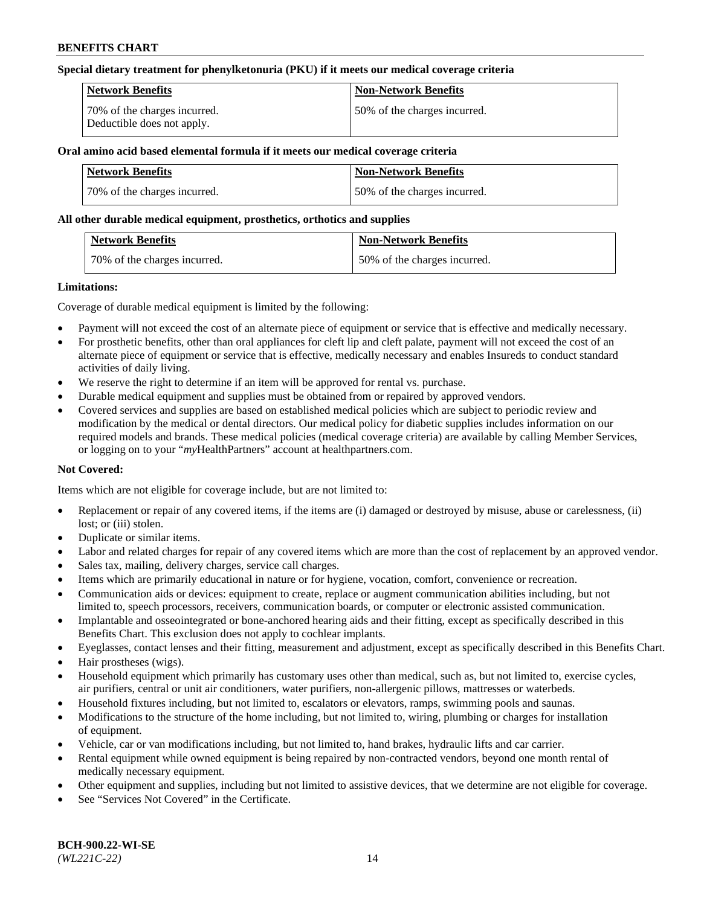**Special dietary treatment for phenylketonuria (PKU) if it meets our medical coverage criteria**

| Network Benefits | Non-Network Benefits |
| --- | --- |
| 70% of the charges incurred. Deductible does not apply. | 50% of the charges incurred. |

**Oral amino acid based elemental formula if it meets our medical coverage criteria**

| Network Benefits | Non-Network Benefits |
| --- | --- |
| 70% of the charges incurred. | 50% of the charges incurred. |

**All other durable medical equipment, prosthetics, orthotics and supplies**

| Network Benefits | Non-Network Benefits |
| --- | --- |
| 70% of the charges incurred. | 50% of the charges incurred. |

**Limitations:**

Coverage of durable medical equipment is limited by the following:

- Payment will not exceed the cost of an alternate piece of equipment or service that is effective and medically necessary.
- For prosthetic benefits, other than oral appliances for cleft lip and cleft palate, payment will not exceed the cost of an alternate piece of equipment or service that is effective, medically necessary and enables Insureds to conduct standard activities of daily living.
- We reserve the right to determine if an item will be approved for rental vs. purchase.
- Durable medical equipment and supplies must be obtained from or repaired by approved vendors.
- Covered services and supplies are based on established medical policies which are subject to periodic review and modification by the medical or dental directors. Our medical policy for diabetic supplies includes information on our required models and brands. These medical policies (medical coverage criteria) are available by calling Member Services, or logging on to your "*my*HealthPartners" account at healthpartners.com.

**Not Covered:**

Items which are not eligible for coverage include, but are not limited to:

- Replacement or repair of any covered items, if the items are (i) damaged or destroyed by misuse, abuse or carelessness, (ii) lost; or (iii) stolen.
- Duplicate or similar items.
- Labor and related charges for repair of any covered items which are more than the cost of replacement by an approved vendor.
- Sales tax, mailing, delivery charges, service call charges.
- Items which are primarily educational in nature or for hygiene, vocation, comfort, convenience or recreation.
- Communication aids or devices: equipment to create, replace or augment communication abilities including, but not limited to, speech processors, receivers, communication boards, or computer or electronic assisted communication.
- Implantable and osseointegrated or bone-anchored hearing aids and their fitting, except as specifically described in this Benefits Chart. This exclusion does not apply to cochlear implants.
- Eyeglasses, contact lenses and their fitting, measurement and adjustment, except as specifically described in this Benefits Chart.
- Hair prostheses (wigs).
- Household equipment which primarily has customary uses other than medical, such as, but not limited to, exercise cycles, air purifiers, central or unit air conditioners, water purifiers, non-allergenic pillows, mattresses or waterbeds.
- Household fixtures including, but not limited to, escalators or elevators, ramps, swimming pools and saunas.
- Modifications to the structure of the home including, but not limited to, wiring, plumbing or charges for installation of equipment.
- Vehicle, car or van modifications including, but not limited to, hand brakes, hydraulic lifts and car carrier.
- Rental equipment while owned equipment is being repaired by non-contracted vendors, beyond one month rental of medically necessary equipment.
- Other equipment and supplies, including but not limited to assistive devices, that we determine are not eligible for coverage.
- See "Services Not Covered" in the Certificate.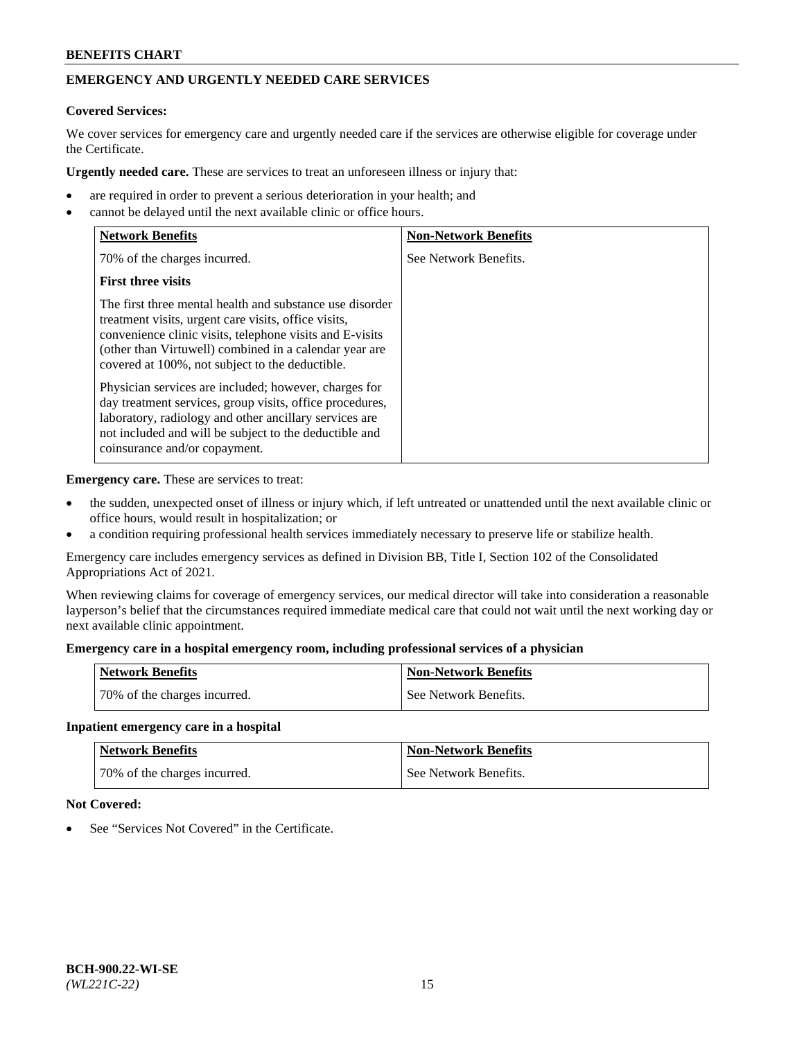## EMERGENCY AND URGENTLY NEEDED CARE SERVICES

**Covered Services:**

We cover services for emergency care and urgently needed care if the services are otherwise eligible for coverage under the Certificate.

**Urgently needed care.** These are services to treat an unforeseen illness or injury that:

- are required in order to prevent a serious deterioration in your health; and
- cannot be delayed until the next available clinic or office hours.

| Network Benefits | Non-Network Benefits |
| --- | --- |
| 70% of the charges incurred.<br><br>**First three visits**<br><br>The first three mental health and substance use disorder treatment visits, urgent care visits, office visits, convenience clinic visits, telephone visits and E-visits (other than Virtuwell) combined in a calendar year are covered at 100%, not subject to the deductible.<br><br>Physician services are included; however, charges for day treatment services, group visits, office procedures, laboratory, radiology and other ancillary services are not included and will be subject to the deductible and coinsurance and/or copayment. | See Network Benefits. |

**Emergency care.** These are services to treat:

- the sudden, unexpected onset of illness or injury which, if left untreated or unattended until the next available clinic or office hours, would result in hospitalization; or
- a condition requiring professional health services immediately necessary to preserve life or stabilize health.

Emergency care includes emergency services as defined in Division BB, Title I, Section 102 of the Consolidated Appropriations Act of 2021.

When reviewing claims for coverage of emergency services, our medical director will take into consideration a reasonable layperson's belief that the circumstances required immediate medical care that could not wait until the next working day or next available clinic appointment.

**Emergency care in a hospital emergency room, including professional services of a physician**

| Network Benefits | Non-Network Benefits |
| --- | --- |
| 70% of the charges incurred. | See Network Benefits. |

**Inpatient emergency care in a hospital**

| Network Benefits | Non-Network Benefits |
| --- | --- |
| 70% of the charges incurred. | See Network Benefits. |

**Not Covered:**

- See "Services Not Covered" in the Certificate.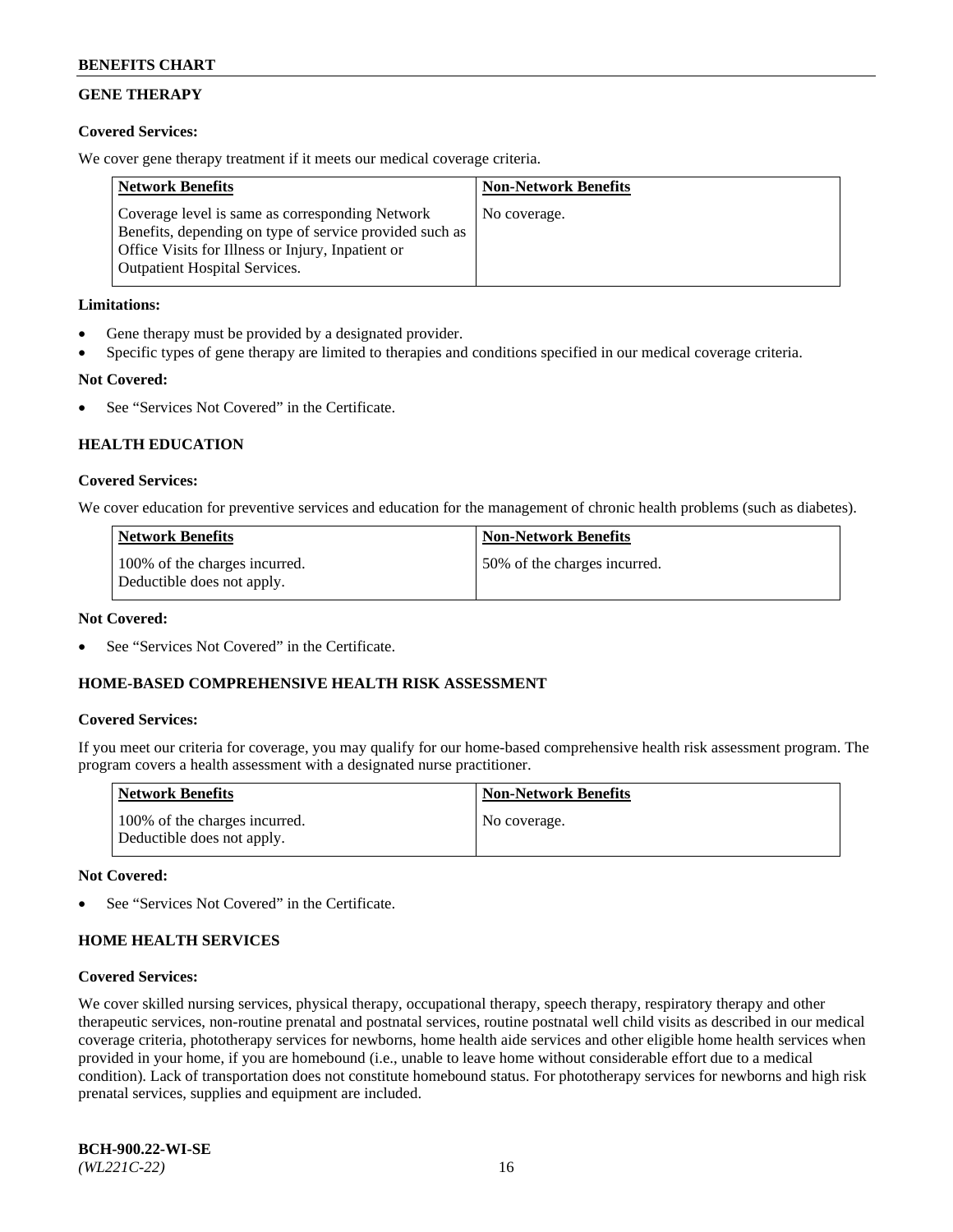## GENE THERAPY

**Covered Services:**

We cover gene therapy treatment if it meets our medical coverage criteria.

| Network Benefits | Non-Network Benefits |
|---|---|
| Coverage level is same as corresponding Network Benefits, depending on type of service provided such as Office Visits for Illness or Injury, Inpatient or Outpatient Hospital Services. | No coverage. |

**Limitations:**

- Gene therapy must be provided by a designated provider.
- Specific types of gene therapy are limited to therapies and conditions specified in our medical coverage criteria.

**Not Covered:**

- See "Services Not Covered" in the Certificate.

## HEALTH EDUCATION

**Covered Services:**

We cover education for preventive services and education for the management of chronic health problems (such as diabetes).

| Network Benefits | Non-Network Benefits |
|---|---|
| 100% of the charges incurred. Deductible does not apply. | 50% of the charges incurred. |

**Not Covered:**

- See "Services Not Covered" in the Certificate.

## HOME-BASED COMPREHENSIVE HEALTH RISK ASSESSMENT

**Covered Services:**

If you meet our criteria for coverage, you may qualify for our home-based comprehensive health risk assessment program. The program covers a health assessment with a designated nurse practitioner.

| Network Benefits | Non-Network Benefits |
|---|---|
| 100% of the charges incurred. Deductible does not apply. | No coverage. |

**Not Covered:**

- See "Services Not Covered" in the Certificate.

## HOME HEALTH SERVICES

**Covered Services:**

We cover skilled nursing services, physical therapy, occupational therapy, speech therapy, respiratory therapy and other therapeutic services, non-routine prenatal and postnatal services, routine postnatal well child visits as described in our medical coverage criteria, phototherapy services for newborns, home health aide services and other eligible home health services when provided in your home, if you are homebound (i.e., unable to leave home without considerable effort due to a medical condition). Lack of transportation does not constitute homebound status. For phototherapy services for newborns and high risk prenatal services, supplies and equipment are included.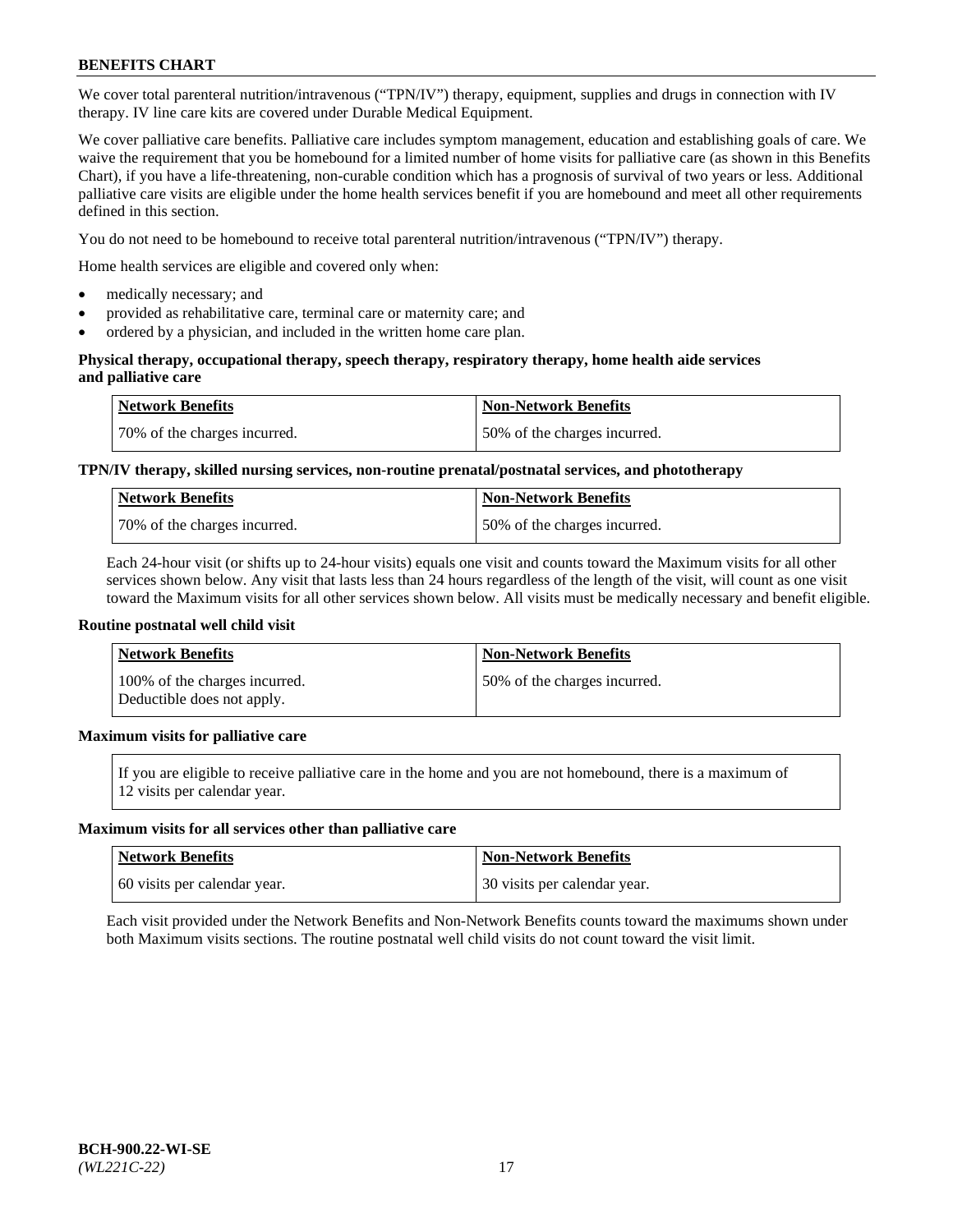We cover total parenteral nutrition/intravenous ("TPN/IV") therapy, equipment, supplies and drugs in connection with IV therapy. IV line care kits are covered under Durable Medical Equipment.

We cover palliative care benefits. Palliative care includes symptom management, education and establishing goals of care. We waive the requirement that you be homebound for a limited number of home visits for palliative care (as shown in this Benefits Chart), if you have a life-threatening, non-curable condition which has a prognosis of survival of two years or less. Additional palliative care visits are eligible under the home health services benefit if you are homebound and meet all other requirements defined in this section.

You do not need to be homebound to receive total parenteral nutrition/intravenous ("TPN/IV") therapy.

Home health services are eligible and covered only when:

- medically necessary; and
- provided as rehabilitative care, terminal care or maternity care; and
- ordered by a physician, and included in the written home care plan.

**Physical therapy, occupational therapy, speech therapy, respiratory therapy, home health aide services and palliative care**

| Network Benefits | Non-Network Benefits |
|---|---|
| 70% of the charges incurred. | 50% of the charges incurred. |

**TPN/IV therapy, skilled nursing services, non-routine prenatal/postnatal services, and phototherapy**

| Network Benefits | Non-Network Benefits |
|---|---|
| 70% of the charges incurred. | 50% of the charges incurred. |

Each 24-hour visit (or shifts up to 24-hour visits) equals one visit and counts toward the Maximum visits for all other services shown below. Any visit that lasts less than 24 hours regardless of the length of the visit, will count as one visit toward the Maximum visits for all other services shown below. All visits must be medically necessary and benefit eligible.

**Routine postnatal well child visit**

| Network Benefits | Non-Network Benefits |
|---|---|
| 100% of the charges incurred. Deductible does not apply. | 50% of the charges incurred. |

**Maximum visits for palliative care**

| If you are eligible to receive palliative care in the home and you are not homebound, there is a maximum of 12 visits per calendar year. |
|---|

**Maximum visits for all services other than palliative care**

| Network Benefits | Non-Network Benefits |
|---|---|
| 60 visits per calendar year. | 30 visits per calendar year. |

Each visit provided under the Network Benefits and Non-Network Benefits counts toward the maximums shown under both Maximum visits sections. The routine postnatal well child visits do not count toward the visit limit.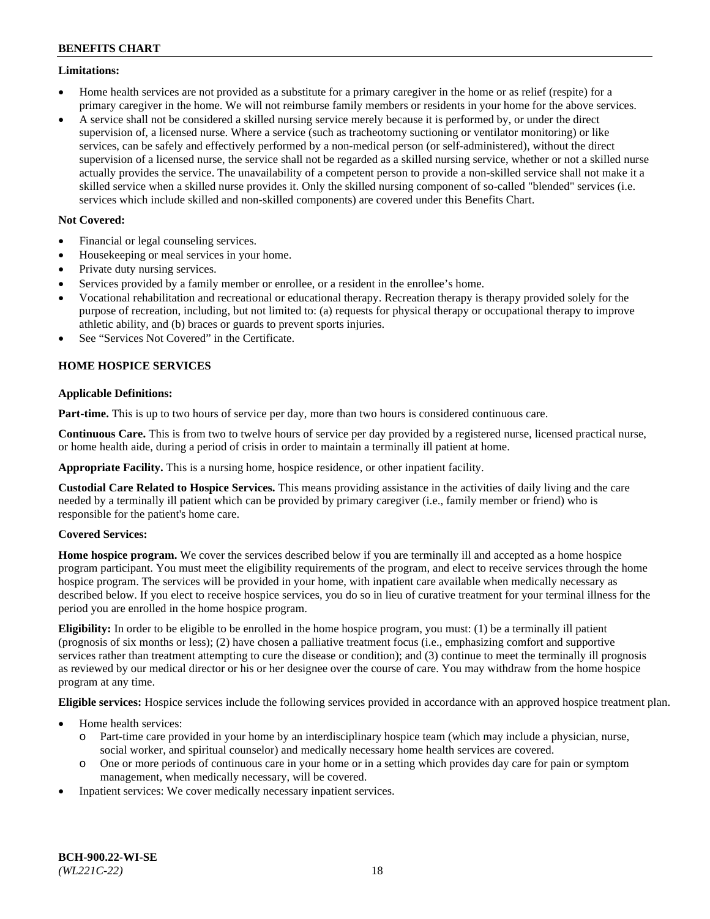**Limitations:**

- Home health services are not provided as a substitute for a primary caregiver in the home or as relief (respite) for a primary caregiver in the home. We will not reimburse family members or residents in your home for the above services.
- A service shall not be considered a skilled nursing service merely because it is performed by, or under the direct supervision of, a licensed nurse. Where a service (such as tracheotomy suctioning or ventilator monitoring) or like services, can be safely and effectively performed by a non-medical person (or self-administered), without the direct supervision of a licensed nurse, the service shall not be regarded as a skilled nursing service, whether or not a skilled nurse actually provides the service. The unavailability of a competent person to provide a non-skilled service shall not make it a skilled service when a skilled nurse provides it. Only the skilled nursing component of so-called "blended" services (i.e. services which include skilled and non-skilled components) are covered under this Benefits Chart.

**Not Covered:**

- Financial or legal counseling services.
- Housekeeping or meal services in your home.
- Private duty nursing services.
- Services provided by a family member or enrollee, or a resident in the enrollee's home.
- Vocational rehabilitation and recreational or educational therapy. Recreation therapy is therapy provided solely for the purpose of recreation, including, but not limited to: (a) requests for physical therapy or occupational therapy to improve athletic ability, and (b) braces or guards to prevent sports injuries.
- See "Services Not Covered" in the Certificate.

## HOME HOSPICE SERVICES

**Applicable Definitions:**

**Part-time.** This is up to two hours of service per day, more than two hours is considered continuous care.

**Continuous Care.** This is from two to twelve hours of service per day provided by a registered nurse, licensed practical nurse, or home health aide, during a period of crisis in order to maintain a terminally ill patient at home.

**Appropriate Facility.** This is a nursing home, hospice residence, or other inpatient facility.

**Custodial Care Related to Hospice Services.** This means providing assistance in the activities of daily living and the care needed by a terminally ill patient which can be provided by primary caregiver (i.e., family member or friend) who is responsible for the patient's home care.

**Covered Services:**

**Home hospice program.** We cover the services described below if you are terminally ill and accepted as a home hospice program participant. You must meet the eligibility requirements of the program, and elect to receive services through the home hospice program. The services will be provided in your home, with inpatient care available when medically necessary as described below. If you elect to receive hospice services, you do so in lieu of curative treatment for your terminal illness for the period you are enrolled in the home hospice program.

**Eligibility:** In order to be eligible to be enrolled in the home hospice program, you must: (1) be a terminally ill patient (prognosis of six months or less); (2) have chosen a palliative treatment focus (i.e., emphasizing comfort and supportive services rather than treatment attempting to cure the disease or condition); and (3) continue to meet the terminally ill prognosis as reviewed by our medical director or his or her designee over the course of care. You may withdraw from the home hospice program at any time.

**Eligible services:** Hospice services include the following services provided in accordance with an approved hospice treatment plan.

- Home health services:
  - Part-time care provided in your home by an interdisciplinary hospice team (which may include a physician, nurse, social worker, and spiritual counselor) and medically necessary home health services are covered.
  - One or more periods of continuous care in your home or in a setting which provides day care for pain or symptom management, when medically necessary, will be covered.
- Inpatient services: We cover medically necessary inpatient services.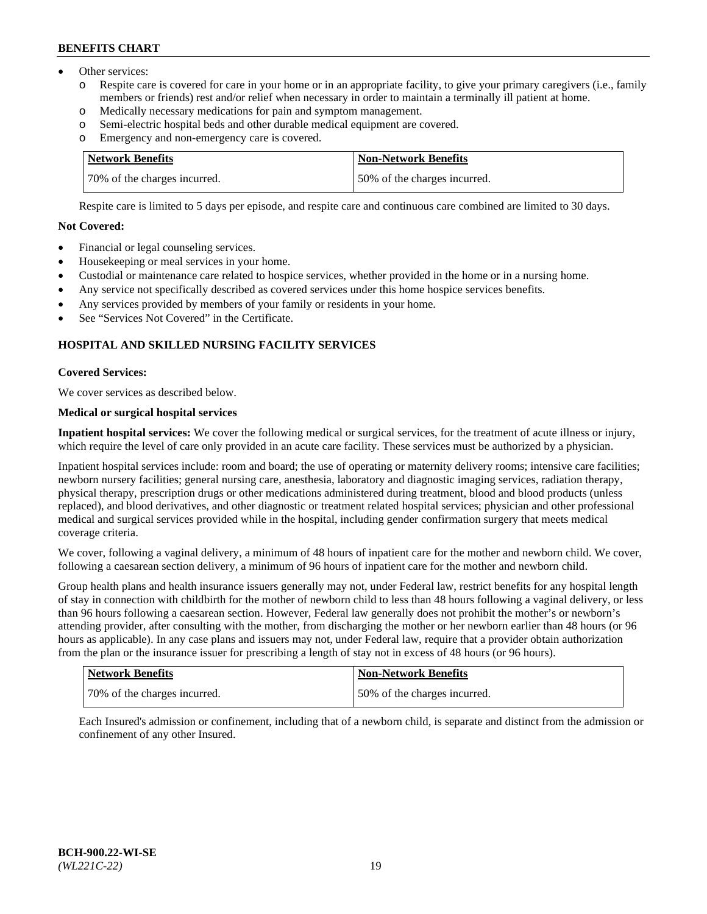- Other services:
  - o Respite care is covered for care in your home or in an appropriate facility, to give your primary caregivers (i.e., family members or friends) rest and/or relief when necessary in order to maintain a terminally ill patient at home.
  - o Medically necessary medications for pain and symptom management.
  - o Semi-electric hospital beds and other durable medical equipment are covered.
  - o Emergency and non-emergency care is covered.

| Network Benefits | Non-Network Benefits |
|---|---|
| 70% of the charges incurred. | 50% of the charges incurred. |

Respite care is limited to 5 days per episode, and respite care and continuous care combined are limited to 30 days.

**Not Covered:**

- Financial or legal counseling services.
- Housekeeping or meal services in your home.
- Custodial or maintenance care related to hospice services, whether provided in the home or in a nursing home.
- Any service not specifically described as covered services under this home hospice services benefits.
- Any services provided by members of your family or residents in your home.
- See "Services Not Covered" in the Certificate.

### HOSPITAL AND SKILLED NURSING FACILITY SERVICES

**Covered Services:**

We cover services as described below.

**Medical or surgical hospital services**

**Inpatient hospital services:** We cover the following medical or surgical services, for the treatment of acute illness or injury, which require the level of care only provided in an acute care facility. These services must be authorized by a physician.

Inpatient hospital services include: room and board; the use of operating or maternity delivery rooms; intensive care facilities; newborn nursery facilities; general nursing care, anesthesia, laboratory and diagnostic imaging services, radiation therapy, physical therapy, prescription drugs or other medications administered during treatment, blood and blood products (unless replaced), and blood derivatives, and other diagnostic or treatment related hospital services; physician and other professional medical and surgical services provided while in the hospital, including gender confirmation surgery that meets medical coverage criteria.

We cover, following a vaginal delivery, a minimum of 48 hours of inpatient care for the mother and newborn child. We cover, following a caesarean section delivery, a minimum of 96 hours of inpatient care for the mother and newborn child.

Group health plans and health insurance issuers generally may not, under Federal law, restrict benefits for any hospital length of stay in connection with childbirth for the mother of newborn child to less than 48 hours following a vaginal delivery, or less than 96 hours following a caesarean section. However, Federal law generally does not prohibit the mother's or newborn's attending provider, after consulting with the mother, from discharging the mother or her newborn earlier than 48 hours (or 96 hours as applicable). In any case plans and issuers may not, under Federal law, require that a provider obtain authorization from the plan or the insurance issuer for prescribing a length of stay not in excess of 48 hours (or 96 hours).

| Network Benefits | Non-Network Benefits |
|---|---|
| 70% of the charges incurred. | 50% of the charges incurred. |

Each Insured's admission or confinement, including that of a newborn child, is separate and distinct from the admission or confinement of any other Insured.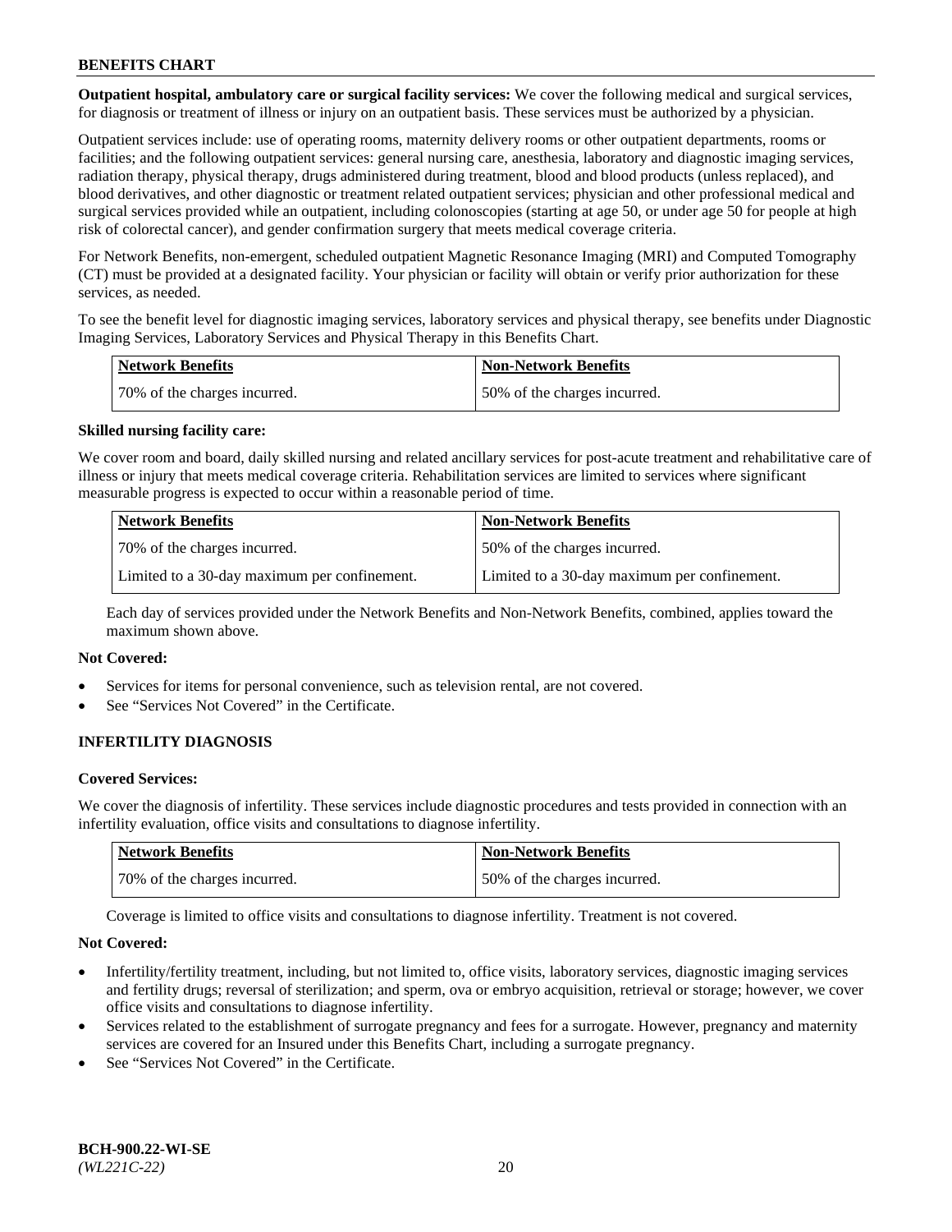**Outpatient hospital, ambulatory care or surgical facility services:** We cover the following medical and surgical services, for diagnosis or treatment of illness or injury on an outpatient basis. These services must be authorized by a physician.

Outpatient services include: use of operating rooms, maternity delivery rooms or other outpatient departments, rooms or facilities; and the following outpatient services: general nursing care, anesthesia, laboratory and diagnostic imaging services, radiation therapy, physical therapy, drugs administered during treatment, blood and blood products (unless replaced), and blood derivatives, and other diagnostic or treatment related outpatient services; physician and other professional medical and surgical services provided while an outpatient, including colonoscopies (starting at age 50, or under age 50 for people at high risk of colorectal cancer), and gender confirmation surgery that meets medical coverage criteria.

For Network Benefits, non-emergent, scheduled outpatient Magnetic Resonance Imaging (MRI) and Computed Tomography (CT) must be provided at a designated facility. Your physician or facility will obtain or verify prior authorization for these services, as needed.

To see the benefit level for diagnostic imaging services, laboratory services and physical therapy, see benefits under Diagnostic Imaging Services, Laboratory Services and Physical Therapy in this Benefits Chart.

| Network Benefits | Non-Network Benefits |
|---|---|
| 70% of the charges incurred. | 50% of the charges incurred. |

**Skilled nursing facility care:**

We cover room and board, daily skilled nursing and related ancillary services for post-acute treatment and rehabilitative care of illness or injury that meets medical coverage criteria. Rehabilitation services are limited to services where significant measurable progress is expected to occur within a reasonable period of time.

| Network Benefits | Non-Network Benefits |
|---|---|
| 70% of the charges incurred. | 50% of the charges incurred. |
| Limited to a 30-day maximum per confinement. | Limited to a 30-day maximum per confinement. |

Each day of services provided under the Network Benefits and Non-Network Benefits, combined, applies toward the maximum shown above.

**Not Covered:**

- Services for items for personal convenience, such as television rental, are not covered.
- See "Services Not Covered" in the Certificate.

## INFERTILITY DIAGNOSIS

**Covered Services:**

We cover the diagnosis of infertility. These services include diagnostic procedures and tests provided in connection with an infertility evaluation, office visits and consultations to diagnose infertility.

| Network Benefits | Non-Network Benefits |
|---|---|
| 70% of the charges incurred. | 50% of the charges incurred. |

Coverage is limited to office visits and consultations to diagnose infertility. Treatment is not covered.

**Not Covered:**

- Infertility/fertility treatment, including, but not limited to, office visits, laboratory services, diagnostic imaging services and fertility drugs; reversal of sterilization; and sperm, ova or embryo acquisition, retrieval or storage; however, we cover office visits and consultations to diagnose infertility.
- Services related to the establishment of surrogate pregnancy and fees for a surrogate. However, pregnancy and maternity services are covered for an Insured under this Benefits Chart, including a surrogate pregnancy.
- See "Services Not Covered" in the Certificate.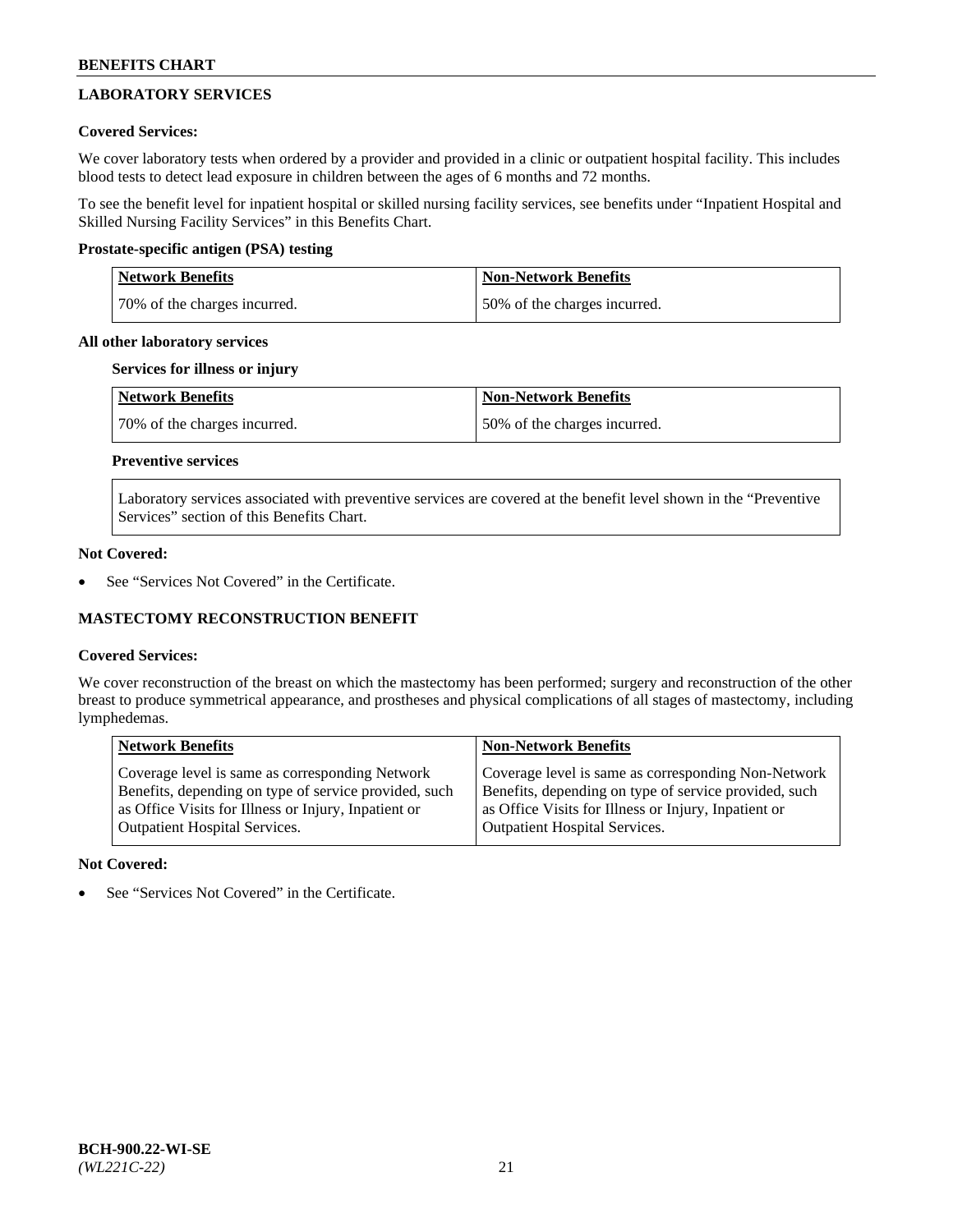## LABORATORY SERVICES

**Covered Services:**

We cover laboratory tests when ordered by a provider and provided in a clinic or outpatient hospital facility. This includes blood tests to detect lead exposure in children between the ages of 6 months and 72 months.

To see the benefit level for inpatient hospital or skilled nursing facility services, see benefits under "Inpatient Hospital and Skilled Nursing Facility Services" in this Benefits Chart.

**Prostate-specific antigen (PSA) testing**

| Network Benefits | Non-Network Benefits |
|---|---|
| 70% of the charges incurred. | 50% of the charges incurred. |

**All other laboratory services**

**Services for illness or injury**

| Network Benefits | Non-Network Benefits |
|---|---|
| 70% of the charges incurred. | 50% of the charges incurred. |

**Preventive services**

Laboratory services associated with preventive services are covered at the benefit level shown in the "Preventive Services" section of this Benefits Chart.

**Not Covered:**

- See "Services Not Covered" in the Certificate.

## MASTECTOMY RECONSTRUCTION BENEFIT

**Covered Services:**

We cover reconstruction of the breast on which the mastectomy has been performed; surgery and reconstruction of the other breast to produce symmetrical appearance, and prostheses and physical complications of all stages of mastectomy, including lymphedemas.

| Network Benefits | Non-Network Benefits |
|---|---|
| Coverage level is same as corresponding Network Benefits, depending on type of service provided, such as Office Visits for Illness or Injury, Inpatient or Outpatient Hospital Services. | Coverage level is same as corresponding Non-Network Benefits, depending on type of service provided, such as Office Visits for Illness or Injury, Inpatient or Outpatient Hospital Services. |

**Not Covered:**

- See "Services Not Covered" in the Certificate.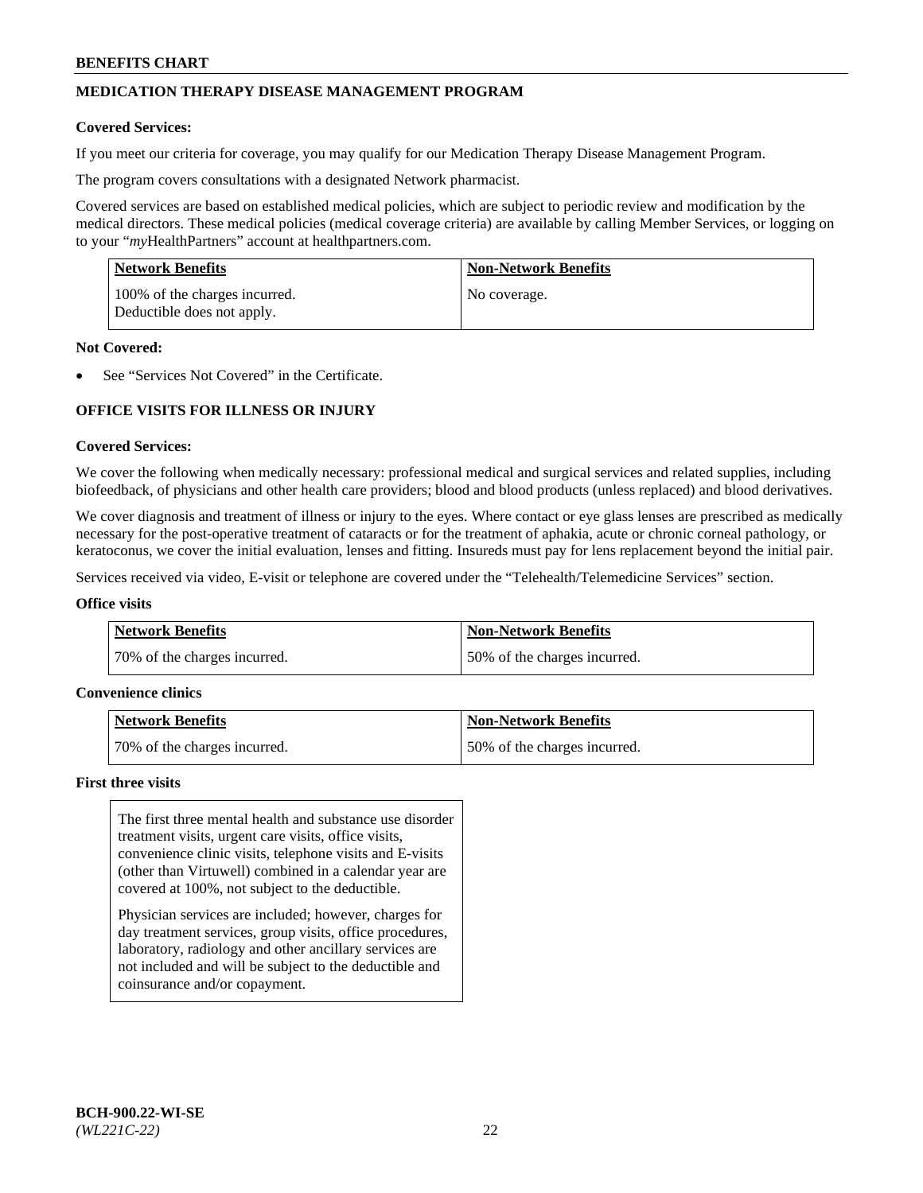## MEDICATION THERAPY DISEASE MANAGEMENT PROGRAM

**Covered Services:**

If you meet our criteria for coverage, you may qualify for our Medication Therapy Disease Management Program.

The program covers consultations with a designated Network pharmacist.

Covered services are based on established medical policies, which are subject to periodic review and modification by the medical directors. These medical policies (medical coverage criteria) are available by calling Member Services, or logging on to your "*my*HealthPartners" account at healthpartners.com.

| Network Benefits | Non-Network Benefits |
|---|---|
| 100% of the charges incurred. Deductible does not apply. | No coverage. |

**Not Covered:**

- See "Services Not Covered" in the Certificate.

## OFFICE VISITS FOR ILLNESS OR INJURY

**Covered Services:**

We cover the following when medically necessary: professional medical and surgical services and related supplies, including biofeedback, of physicians and other health care providers; blood and blood products (unless replaced) and blood derivatives.

We cover diagnosis and treatment of illness or injury to the eyes. Where contact or eye glass lenses are prescribed as medically necessary for the post-operative treatment of cataracts or for the treatment of aphakia, acute or chronic corneal pathology, or keratoconus, we cover the initial evaluation, lenses and fitting. Insureds must pay for lens replacement beyond the initial pair.

Services received via video, E-visit or telephone are covered under the "Telehealth/Telemedicine Services" section.

**Office visits**

| Network Benefits | Non-Network Benefits |
|---|---|
| 70% of the charges incurred. | 50% of the charges incurred. |

**Convenience clinics**

| Network Benefits | Non-Network Benefits |
|---|---|
| 70% of the charges incurred. | 50% of the charges incurred. |

**First three visits**

The first three mental health and substance use disorder treatment visits, urgent care visits, office visits, convenience clinic visits, telephone visits and E-visits (other than Virtuwell) combined in a calendar year are covered at 100%, not subject to the deductible.

Physician services are included; however, charges for day treatment services, group visits, office procedures, laboratory, radiology and other ancillary services are not included and will be subject to the deductible and coinsurance and/or copayment.

**BCH-900.22-WI-SE**
*(WL221C-22)*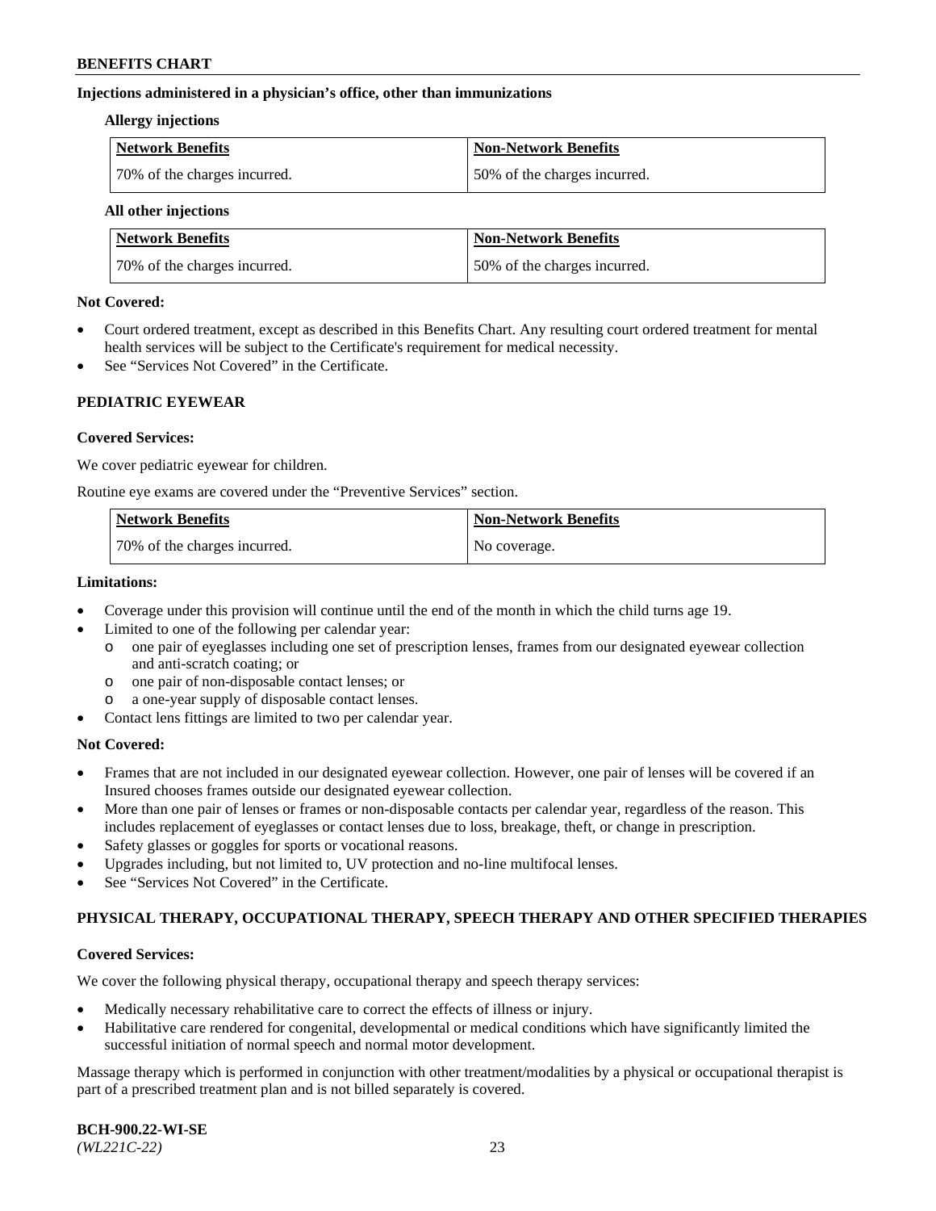**Injections administered in a physician's office, other than immunizations**

**Allergy injections**

| Network Benefits | Non-Network Benefits |
| --- | --- |
| 70% of the charges incurred. | 50% of the charges incurred. |

**All other injections**

| Network Benefits | Non-Network Benefits |
| --- | --- |
| 70% of the charges incurred. | 50% of the charges incurred. |

**Not Covered:**

- Court ordered treatment, except as described in this Benefits Chart. Any resulting court ordered treatment for mental health services will be subject to the Certificate's requirement for medical necessity.
- See "Services Not Covered" in the Certificate.

## PEDIATRIC EYEWEAR

**Covered Services:**

We cover pediatric eyewear for children.

Routine eye exams are covered under the "Preventive Services" section.

| Network Benefits | Non-Network Benefits |
| --- | --- |
| 70% of the charges incurred. | No coverage. |

**Limitations:**

- Coverage under this provision will continue until the end of the month in which the child turns age 19.
- Limited to one of the following per calendar year:
  - one pair of eyeglasses including one set of prescription lenses, frames from our designated eyewear collection and anti-scratch coating; or
  - one pair of non-disposable contact lenses; or
  - a one-year supply of disposable contact lenses.
- Contact lens fittings are limited to two per calendar year.

**Not Covered:**

- Frames that are not included in our designated eyewear collection. However, one pair of lenses will be covered if an Insured chooses frames outside our designated eyewear collection.
- More than one pair of lenses or frames or non-disposable contacts per calendar year, regardless of the reason. This includes replacement of eyeglasses or contact lenses due to loss, breakage, theft, or change in prescription.
- Safety glasses or goggles for sports or vocational reasons.
- Upgrades including, but not limited to, UV protection and no-line multifocal lenses.
- See "Services Not Covered" in the Certificate.

## PHYSICAL THERAPY, OCCUPATIONAL THERAPY, SPEECH THERAPY AND OTHER SPECIFIED THERAPIES

**Covered Services:**

We cover the following physical therapy, occupational therapy and speech therapy services:

- Medically necessary rehabilitative care to correct the effects of illness or injury.
- Habilitative care rendered for congenital, developmental or medical conditions which have significantly limited the successful initiation of normal speech and normal motor development.

Massage therapy which is performed in conjunction with other treatment/modalities by a physical or occupational therapist is part of a prescribed treatment plan and is not billed separately is covered.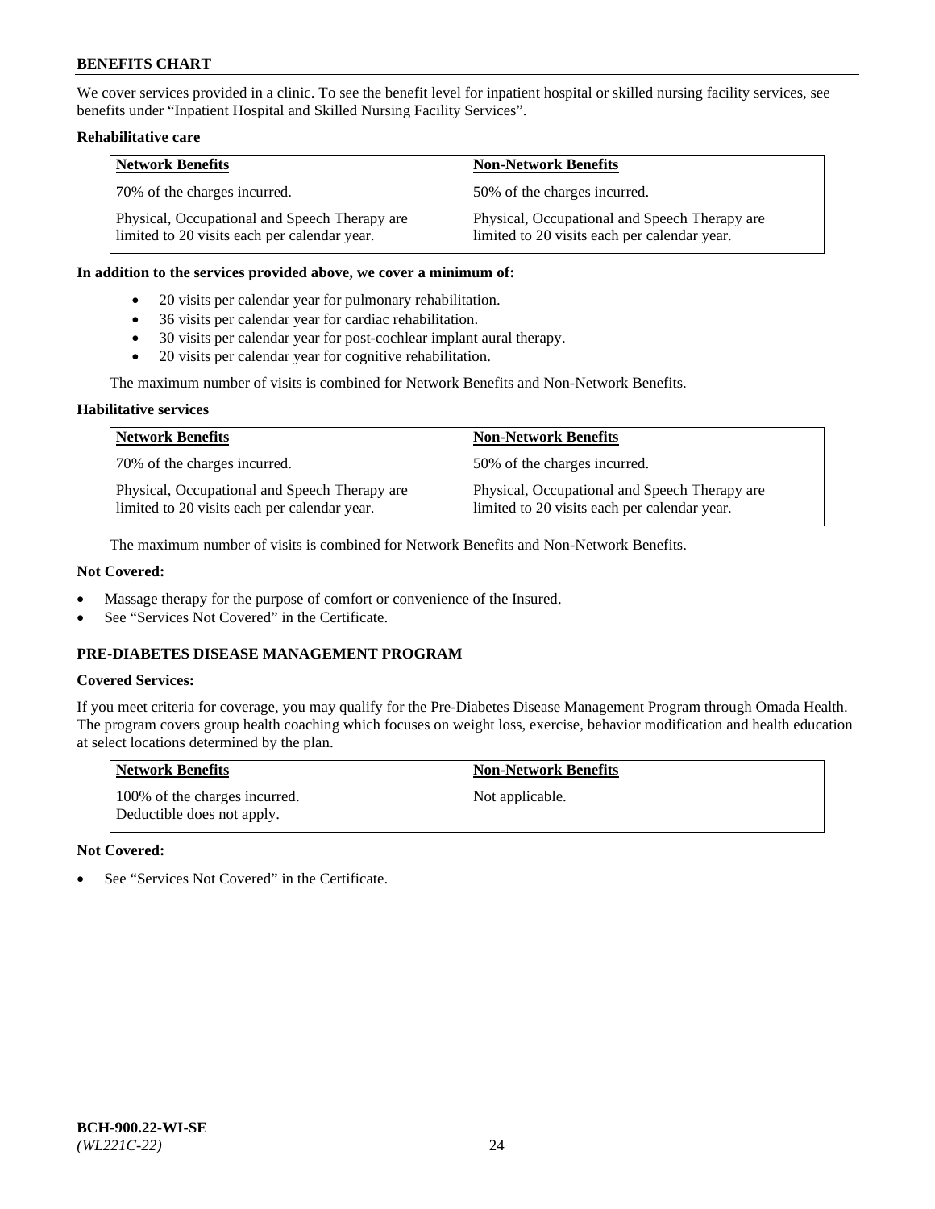We cover services provided in a clinic. To see the benefit level for inpatient hospital or skilled nursing facility services, see benefits under "Inpatient Hospital and Skilled Nursing Facility Services".

**Rehabilitative care**

| Network Benefits | Non-Network Benefits |
|---|---|
| 70% of the charges incurred. | 50% of the charges incurred. |
| Physical, Occupational and Speech Therapy are limited to 20 visits each per calendar year. | Physical, Occupational and Speech Therapy are limited to 20 visits each per calendar year. |

**In addition to the services provided above, we cover a minimum of:**

- 20 visits per calendar year for pulmonary rehabilitation.
- 36 visits per calendar year for cardiac rehabilitation.
- 30 visits per calendar year for post-cochlear implant aural therapy.
- 20 visits per calendar year for cognitive rehabilitation.

The maximum number of visits is combined for Network Benefits and Non-Network Benefits.

**Habilitative services**

| Network Benefits | Non-Network Benefits |
|---|---|
| 70% of the charges incurred. | 50% of the charges incurred. |
| Physical, Occupational and Speech Therapy are limited to 20 visits each per calendar year. | Physical, Occupational and Speech Therapy are limited to 20 visits each per calendar year. |

The maximum number of visits is combined for Network Benefits and Non-Network Benefits.

**Not Covered:**

- Massage therapy for the purpose of comfort or convenience of the Insured.
- See "Services Not Covered" in the Certificate.

### PRE-DIABETES DISEASE MANAGEMENT PROGRAM

**Covered Services:**

If you meet criteria for coverage, you may qualify for the Pre-Diabetes Disease Management Program through Omada Health. The program covers group health coaching which focuses on weight loss, exercise, behavior modification and health education at select locations determined by the plan.

| Network Benefits | Non-Network Benefits |
|---|---|
| 100% of the charges incurred. Deductible does not apply. | Not applicable. |

**Not Covered:**

- See "Services Not Covered" in the Certificate.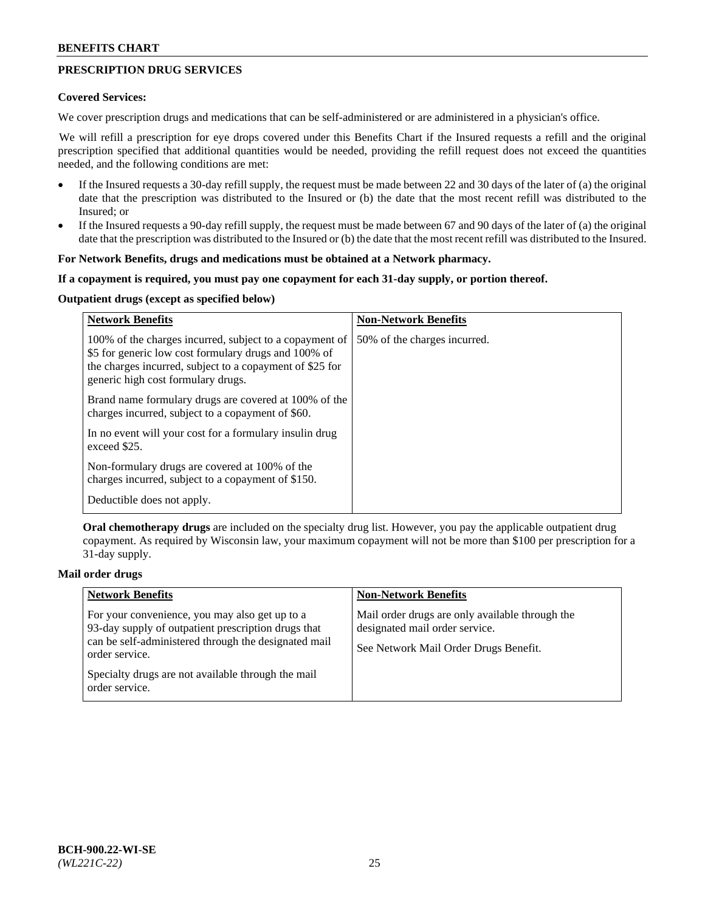## PRESCRIPTION DRUG SERVICES

**Covered Services:**

We cover prescription drugs and medications that can be self-administered or are administered in a physician's office.

We will refill a prescription for eye drops covered under this Benefits Chart if the Insured requests a refill and the original prescription specified that additional quantities would be needed, providing the refill request does not exceed the quantities needed, and the following conditions are met:

- If the Insured requests a 30-day refill supply, the request must be made between 22 and 30 days of the later of (a) the original date that the prescription was distributed to the Insured or (b) the date that the most recent refill was distributed to the Insured; or
- If the Insured requests a 90-day refill supply, the request must be made between 67 and 90 days of the later of (a) the original date that the prescription was distributed to the Insured or (b) the date that the most recent refill was distributed to the Insured.

**For Network Benefits, drugs and medications must be obtained at a Network pharmacy.**

**If a copayment is required, you must pay one copayment for each 31-day supply, or portion thereof.**

**Outpatient drugs (except as specified below)**

| Network Benefits | Non-Network Benefits |
|---|---|
| 100% of the charges incurred, subject to a copayment of \$5 for generic low cost formulary drugs and 100% of the charges incurred, subject to a copayment of \$25 for generic high cost formulary drugs.<br><br>Brand name formulary drugs are covered at 100% of the charges incurred, subject to a copayment of \$60.<br><br>In no event will your cost for a formulary insulin drug exceed \$25.<br><br>Non-formulary drugs are covered at 100% of the charges incurred, subject to a copayment of \$150.<br><br>Deductible does not apply. | 50% of the charges incurred. |

**Oral chemotherapy drugs** are included on the specialty drug list. However, you pay the applicable outpatient drug copayment. As required by Wisconsin law, your maximum copayment will not be more than \$100 per prescription for a 31-day supply.

**Mail order drugs**

| Network Benefits | Non-Network Benefits |
|---|---|
| For your convenience, you may also get up to a 93-day supply of outpatient prescription drugs that can be self-administered through the designated mail order service.<br><br>Specialty drugs are not available through the mail order service. | Mail order drugs are only available through the designated mail order service.<br><br>See Network Mail Order Drugs Benefit. |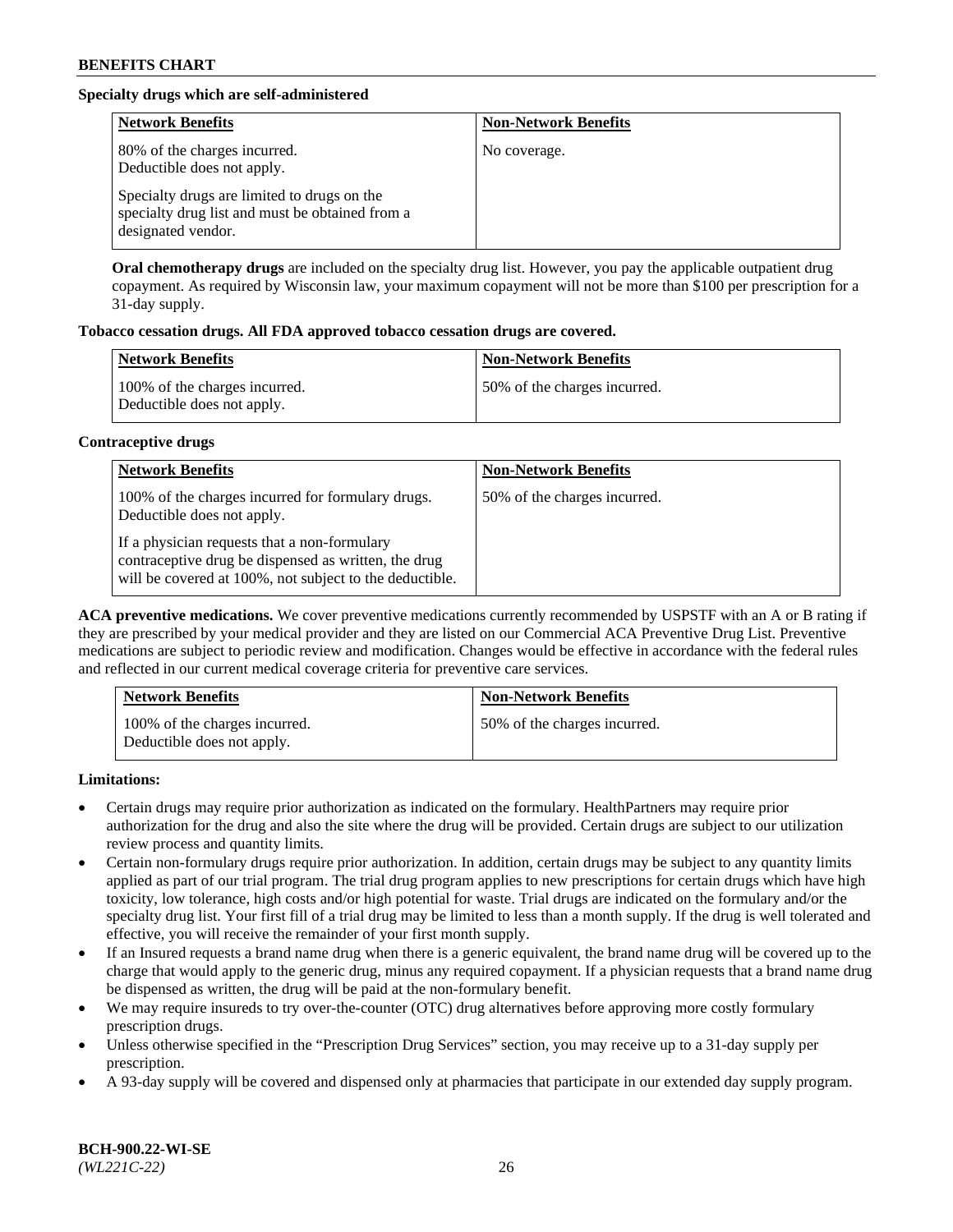**Specialty drugs which are self-administered**

| Network Benefits | Non-Network Benefits |
|---|---|
| 80% of the charges incurred. Deductible does not apply.<br><br>Specialty drugs are limited to drugs on the specialty drug list and must be obtained from a designated vendor. | No coverage. |

**Oral chemotherapy drugs** are included on the specialty drug list. However, you pay the applicable outpatient drug copayment. As required by Wisconsin law, your maximum copayment will not be more than $100 per prescription for a 31-day supply.

**Tobacco cessation drugs. All FDA approved tobacco cessation drugs are covered.**

| Network Benefits | Non-Network Benefits |
|---|---|
| 100% of the charges incurred. Deductible does not apply. | 50% of the charges incurred. |

**Contraceptive drugs**

| Network Benefits | Non-Network Benefits |
|---|---|
| 100% of the charges incurred for formulary drugs. Deductible does not apply.<br><br>If a physician requests that a non-formulary contraceptive drug be dispensed as written, the drug will be covered at 100%, not subject to the deductible. | 50% of the charges incurred. |

**ACA preventive medications.** We cover preventive medications currently recommended by USPSTF with an A or B rating if they are prescribed by your medical provider and they are listed on our Commercial ACA Preventive Drug List. Preventive medications are subject to periodic review and modification. Changes would be effective in accordance with the federal rules and reflected in our current medical coverage criteria for preventive care services.

| Network Benefits | Non-Network Benefits |
|---|---|
| 100% of the charges incurred. Deductible does not apply. | 50% of the charges incurred. |

**Limitations:**

- Certain drugs may require prior authorization as indicated on the formulary. HealthPartners may require prior authorization for the drug and also the site where the drug will be provided. Certain drugs are subject to our utilization review process and quantity limits.
- Certain non-formulary drugs require prior authorization. In addition, certain drugs may be subject to any quantity limits applied as part of our trial program. The trial drug program applies to new prescriptions for certain drugs which have high toxicity, low tolerance, high costs and/or high potential for waste. Trial drugs are indicated on the formulary and/or the specialty drug list. Your first fill of a trial drug may be limited to less than a month supply. If the drug is well tolerated and effective, you will receive the remainder of your first month supply.
- If an Insured requests a brand name drug when there is a generic equivalent, the brand name drug will be covered up to the charge that would apply to the generic drug, minus any required copayment. If a physician requests that a brand name drug be dispensed as written, the drug will be paid at the non-formulary benefit.
- We may require insureds to try over-the-counter (OTC) drug alternatives before approving more costly formulary prescription drugs.
- Unless otherwise specified in the "Prescription Drug Services" section, you may receive up to a 31-day supply per prescription.
- A 93-day supply will be covered and dispensed only at pharmacies that participate in our extended day supply program.

**BCH-900.22-WI-SE**
*(WL221C-22)*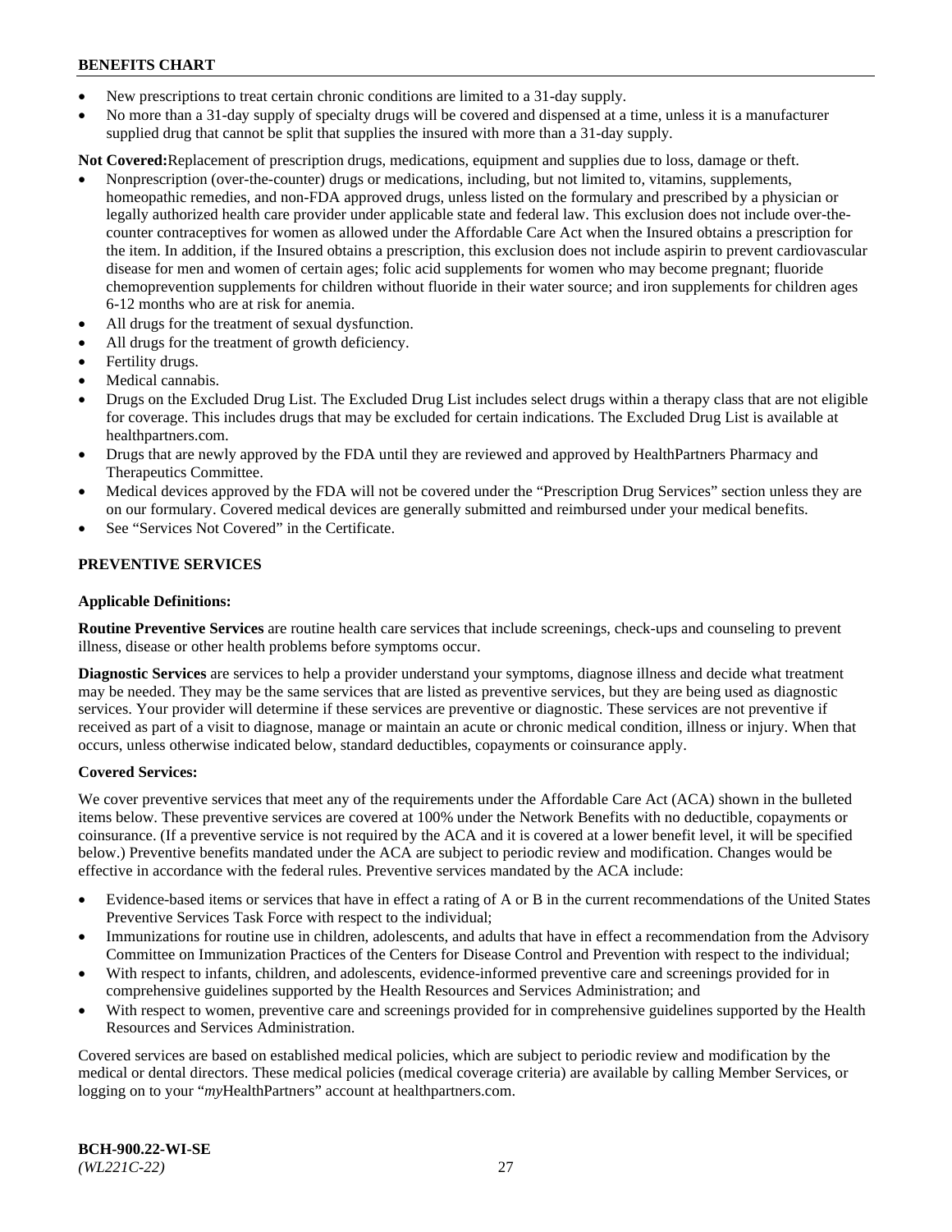- New prescriptions to treat certain chronic conditions are limited to a 31-day supply.
- No more than a 31-day supply of specialty drugs will be covered and dispensed at a time, unless it is a manufacturer supplied drug that cannot be split that supplies the insured with more than a 31-day supply.

**Not Covered:** Replacement of prescription drugs, medications, equipment and supplies due to loss, damage or theft.

- Nonprescription (over-the-counter) drugs or medications, including, but not limited to, vitamins, supplements, homeopathic remedies, and non-FDA approved drugs, unless listed on the formulary and prescribed by a physician or legally authorized health care provider under applicable state and federal law. This exclusion does not include over-the-counter contraceptives for women as allowed under the Affordable Care Act when the Insured obtains a prescription for the item. In addition, if the Insured obtains a prescription, this exclusion does not include aspirin to prevent cardiovascular disease for men and women of certain ages; folic acid supplements for women who may become pregnant; fluoride chemoprevention supplements for children without fluoride in their water source; and iron supplements for children ages 6-12 months who are at risk for anemia.
- All drugs for the treatment of sexual dysfunction.
- All drugs for the treatment of growth deficiency.
- Fertility drugs.
- Medical cannabis.
- Drugs on the Excluded Drug List. The Excluded Drug List includes select drugs within a therapy class that are not eligible for coverage. This includes drugs that may be excluded for certain indications. The Excluded Drug List is available at healthpartners.com.
- Drugs that are newly approved by the FDA until they are reviewed and approved by HealthPartners Pharmacy and Therapeutics Committee.
- Medical devices approved by the FDA will not be covered under the "Prescription Drug Services" section unless they are on our formulary. Covered medical devices are generally submitted and reimbursed under your medical benefits.
- See "Services Not Covered" in the Certificate.

## PREVENTIVE SERVICES

**Applicable Definitions:**

**Routine Preventive Services** are routine health care services that include screenings, check-ups and counseling to prevent illness, disease or other health problems before symptoms occur.

**Diagnostic Services** are services to help a provider understand your symptoms, diagnose illness and decide what treatment may be needed. They may be the same services that are listed as preventive services, but they are being used as diagnostic services. Your provider will determine if these services are preventive or diagnostic. These services are not preventive if received as part of a visit to diagnose, manage or maintain an acute or chronic medical condition, illness or injury. When that occurs, unless otherwise indicated below, standard deductibles, copayments or coinsurance apply.

**Covered Services:**

We cover preventive services that meet any of the requirements under the Affordable Care Act (ACA) shown in the bulleted items below. These preventive services are covered at 100% under the Network Benefits with no deductible, copayments or coinsurance. (If a preventive service is not required by the ACA and it is covered at a lower benefit level, it will be specified below.) Preventive benefits mandated under the ACA are subject to periodic review and modification. Changes would be effective in accordance with the federal rules. Preventive services mandated by the ACA include:

- Evidence-based items or services that have in effect a rating of A or B in the current recommendations of the United States Preventive Services Task Force with respect to the individual;
- Immunizations for routine use in children, adolescents, and adults that have in effect a recommendation from the Advisory Committee on Immunization Practices of the Centers for Disease Control and Prevention with respect to the individual;
- With respect to infants, children, and adolescents, evidence-informed preventive care and screenings provided for in comprehensive guidelines supported by the Health Resources and Services Administration; and
- With respect to women, preventive care and screenings provided for in comprehensive guidelines supported by the Health Resources and Services Administration.

Covered services are based on established medical policies, which are subject to periodic review and modification by the medical or dental directors. These medical policies (medical coverage criteria) are available by calling Member Services, or logging on to your "*my*HealthPartners" account at healthpartners.com.

**BCH-900.22-WI-SE**
*(WL221C-22)*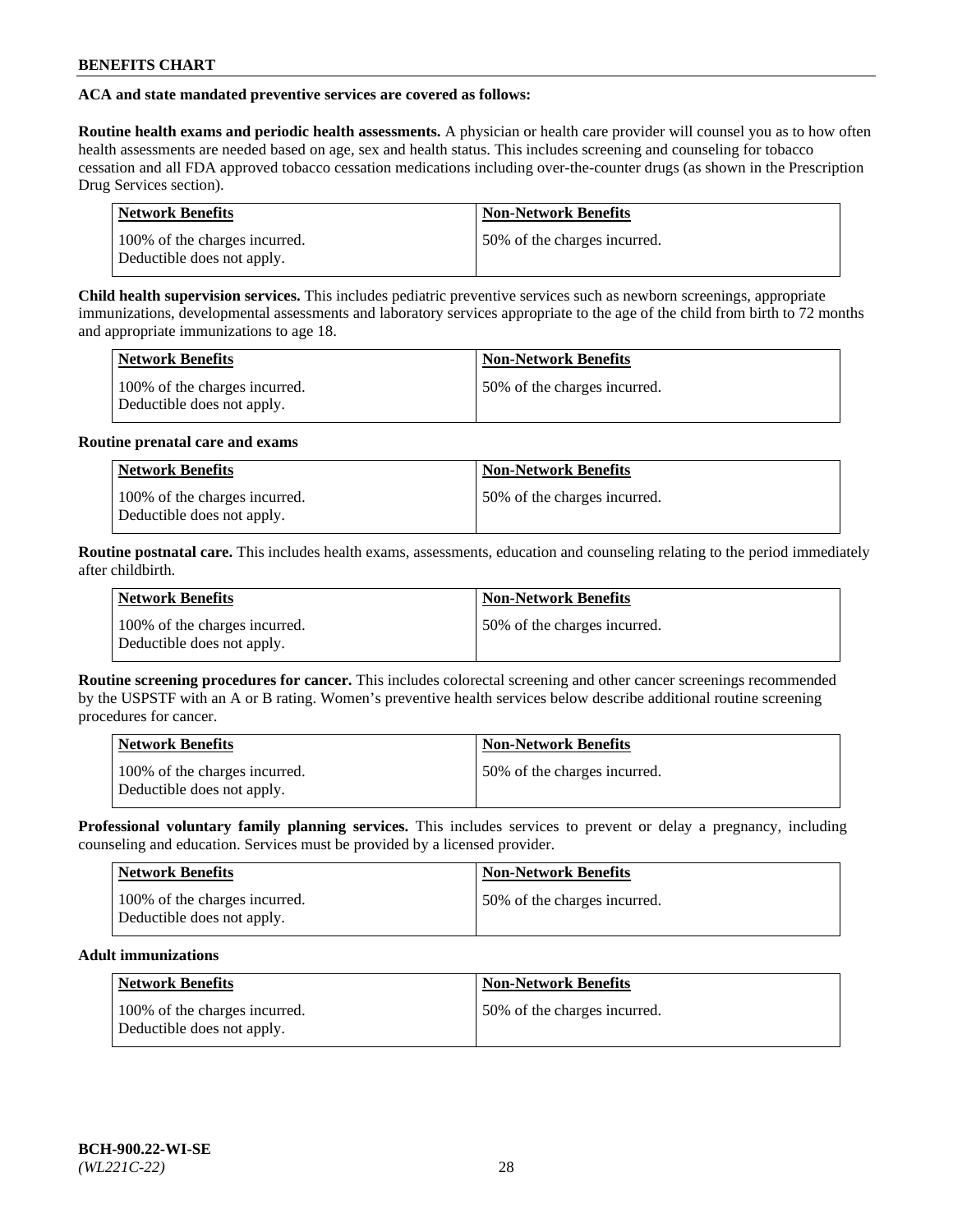**ACA and state mandated preventive services are covered as follows:**

**Routine health exams and periodic health assessments.** A physician or health care provider will counsel you as to how often health assessments are needed based on age, sex and health status. This includes screening and counseling for tobacco cessation and all FDA approved tobacco cessation medications including over-the-counter drugs (as shown in the Prescription Drug Services section).

| Network Benefits | Non-Network Benefits |
|---|---|
| 100% of the charges incurred. Deductible does not apply. | 50% of the charges incurred. |

**Child health supervision services.** This includes pediatric preventive services such as newborn screenings, appropriate immunizations, developmental assessments and laboratory services appropriate to the age of the child from birth to 72 months and appropriate immunizations to age 18.

| Network Benefits | Non-Network Benefits |
|---|---|
| 100% of the charges incurred. Deductible does not apply. | 50% of the charges incurred. |

**Routine prenatal care and exams**

| Network Benefits | Non-Network Benefits |
|---|---|
| 100% of the charges incurred. Deductible does not apply. | 50% of the charges incurred. |

**Routine postnatal care.** This includes health exams, assessments, education and counseling relating to the period immediately after childbirth.

| Network Benefits | Non-Network Benefits |
|---|---|
| 100% of the charges incurred. Deductible does not apply. | 50% of the charges incurred. |

**Routine screening procedures for cancer.** This includes colorectal screening and other cancer screenings recommended by the USPSTF with an A or B rating. Women's preventive health services below describe additional routine screening procedures for cancer.

| Network Benefits | Non-Network Benefits |
|---|---|
| 100% of the charges incurred. Deductible does not apply. | 50% of the charges incurred. |

**Professional voluntary family planning services.** This includes services to prevent or delay a pregnancy, including counseling and education. Services must be provided by a licensed provider.

| Network Benefits | Non-Network Benefits |
|---|---|
| 100% of the charges incurred. Deductible does not apply. | 50% of the charges incurred. |

**Adult immunizations**

| Network Benefits | Non-Network Benefits |
|---|---|
| 100% of the charges incurred. Deductible does not apply. | 50% of the charges incurred. |

BCH-900.22-WI-SE
*(WL221C-22)*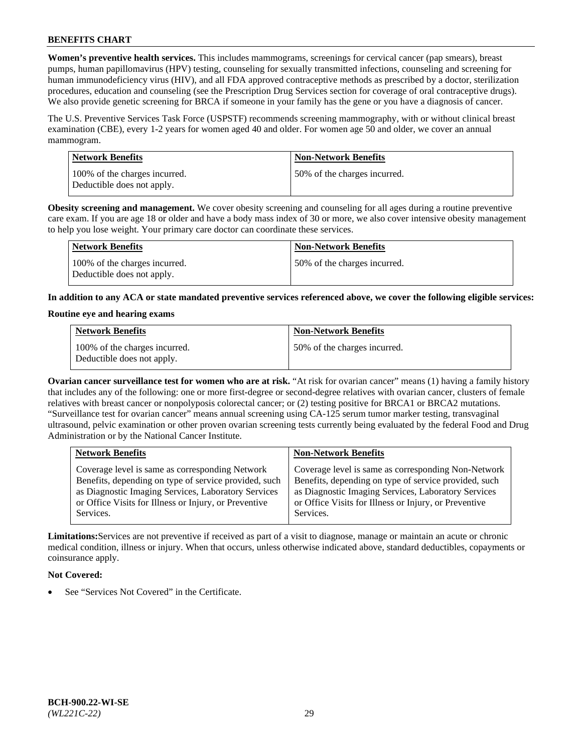**Women's preventive health services.** This includes mammograms, screenings for cervical cancer (pap smears), breast pumps, human papillomavirus (HPV) testing, counseling for sexually transmitted infections, counseling and screening for human immunodeficiency virus (HIV), and all FDA approved contraceptive methods as prescribed by a doctor, sterilization procedures, education and counseling (see the Prescription Drug Services section for coverage of oral contraceptive drugs). We also provide genetic screening for BRCA if someone in your family has the gene or you have a diagnosis of cancer.

The U.S. Preventive Services Task Force (USPSTF) recommends screening mammography, with or without clinical breast examination (CBE), every 1-2 years for women aged 40 and older. For women age 50 and older, we cover an annual mammogram.

| Network Benefits | Non-Network Benefits |
|---|---|
| 100% of the charges incurred. Deductible does not apply. | 50% of the charges incurred. |

**Obesity screening and management.** We cover obesity screening and counseling for all ages during a routine preventive care exam. If you are age 18 or older and have a body mass index of 30 or more, we also cover intensive obesity management to help you lose weight. Your primary care doctor can coordinate these services.

| Network Benefits | Non-Network Benefits |
|---|---|
| 100% of the charges incurred. Deductible does not apply. | 50% of the charges incurred. |

**In addition to any ACA or state mandated preventive services referenced above, we cover the following eligible services:**

**Routine eye and hearing exams**

| Network Benefits | Non-Network Benefits |
|---|---|
| 100% of the charges incurred. Deductible does not apply. | 50% of the charges incurred. |

**Ovarian cancer surveillance test for women who are at risk.** "At risk for ovarian cancer" means (1) having a family history that includes any of the following: one or more first-degree or second-degree relatives with ovarian cancer, clusters of female relatives with breast cancer or nonpolyposis colorectal cancer; or (2) testing positive for BRCA1 or BRCA2 mutations. "Surveillance test for ovarian cancer" means annual screening using CA-125 serum tumor marker testing, transvaginal ultrasound, pelvic examination or other proven ovarian screening tests currently being evaluated by the federal Food and Drug Administration or by the National Cancer Institute.

| Network Benefits | Non-Network Benefits |
|---|---|
| Coverage level is same as corresponding Network Benefits, depending on type of service provided, such as Diagnostic Imaging Services, Laboratory Services or Office Visits for Illness or Injury, or Preventive Services. | Coverage level is same as corresponding Non-Network Benefits, depending on type of service provided, such as Diagnostic Imaging Services, Laboratory Services or Office Visits for Illness or Injury, or Preventive Services. |

**Limitations:** Services are not preventive if received as part of a visit to diagnose, manage or maintain an acute or chronic medical condition, illness or injury. When that occurs, unless otherwise indicated above, standard deductibles, copayments or coinsurance apply.

**Not Covered:**

- See "Services Not Covered" in the Certificate.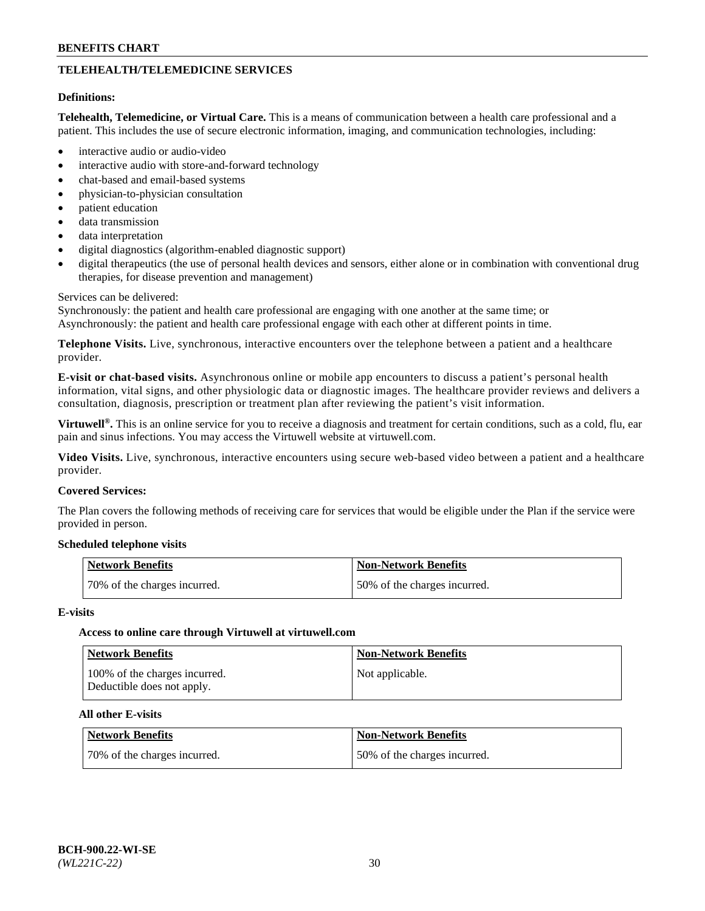## TELEHEALTH/TELEMEDICINE SERVICES

**Definitions:**

**Telehealth, Telemedicine, or Virtual Care.** This is a means of communication between a health care professional and a patient. This includes the use of secure electronic information, imaging, and communication technologies, including:

- interactive audio or audio-video
- interactive audio with store-and-forward technology
- chat-based and email-based systems
- physician-to-physician consultation
- patient education
- data transmission
- data interpretation
- digital diagnostics (algorithm-enabled diagnostic support)
- digital therapeutics (the use of personal health devices and sensors, either alone or in combination with conventional drug therapies, for disease prevention and management)

Services can be delivered:
Synchronously: the patient and health care professional are engaging with one another at the same time; or
Asynchronously: the patient and health care professional engage with each other at different points in time.

**Telephone Visits.** Live, synchronous, interactive encounters over the telephone between a patient and a healthcare provider.

**E-visit or chat-based visits.** Asynchronous online or mobile app encounters to discuss a patient's personal health information, vital signs, and other physiologic data or diagnostic images. The healthcare provider reviews and delivers a consultation, diagnosis, prescription or treatment plan after reviewing the patient's visit information.

**Virtuwell®.** This is an online service for you to receive a diagnosis and treatment for certain conditions, such as a cold, flu, ear pain and sinus infections. You may access the Virtuwell website at virtuwell.com.

**Video Visits.** Live, synchronous, interactive encounters using secure web-based video between a patient and a healthcare provider.

**Covered Services:**

The Plan covers the following methods of receiving care for services that would be eligible under the Plan if the service were provided in person.

**Scheduled telephone visits**

| Network Benefits | Non-Network Benefits |
|---|---|
| 70% of the charges incurred. | 50% of the charges incurred. |

**E-visits**

**Access to online care through Virtuwell at virtuwell.com**

| Network Benefits | Non-Network Benefits |
|---|---|
| 100% of the charges incurred. Deductible does not apply. | Not applicable. |

**All other E-visits**

| Network Benefits | Non-Network Benefits |
|---|---|
| 70% of the charges incurred. | 50% of the charges incurred. |

BCH-900.22-WI-SE
*(WL221C-22)*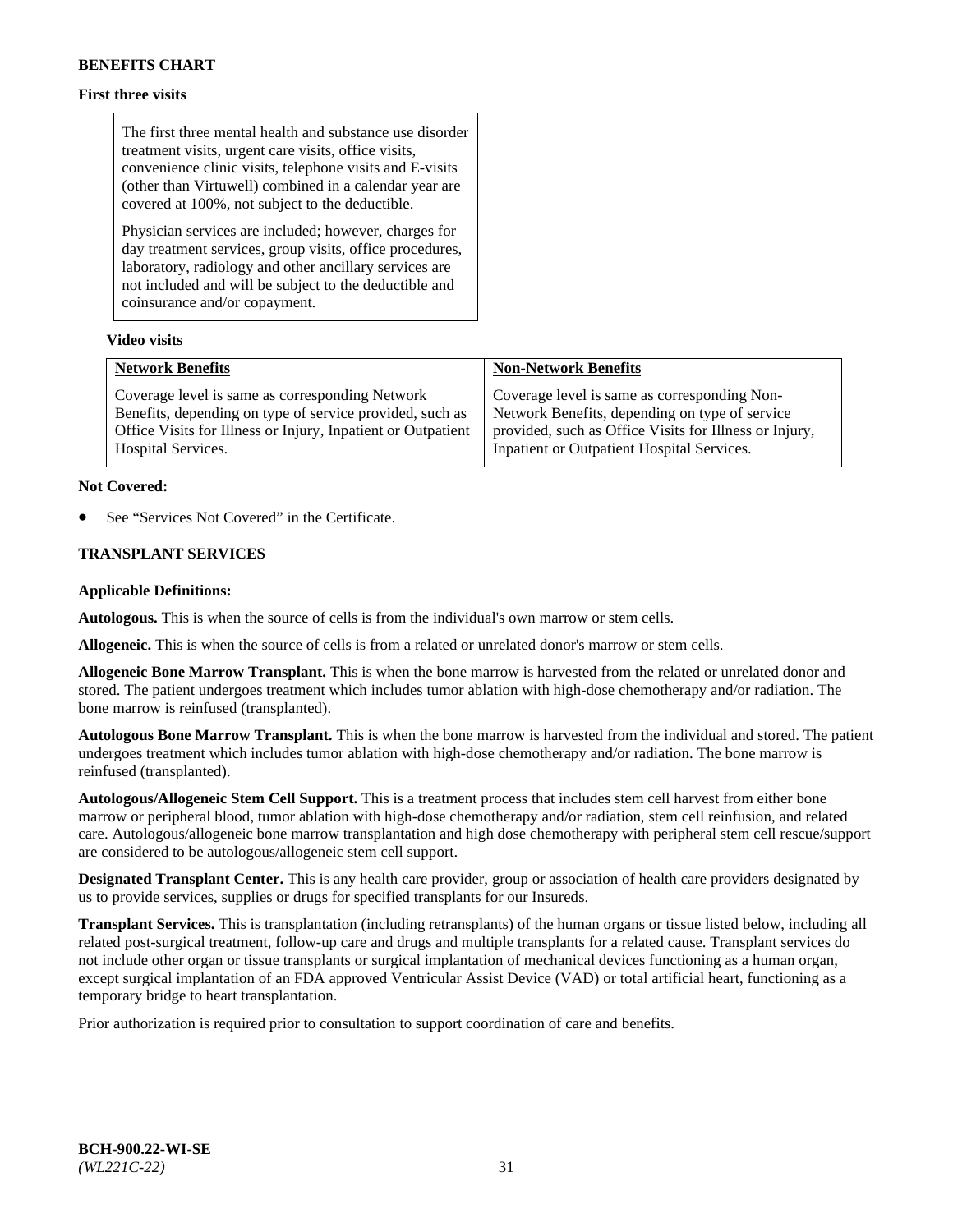**First three visits**

The first three mental health and substance use disorder treatment visits, urgent care visits, office visits, convenience clinic visits, telephone visits and E-visits (other than Virtuwell) combined in a calendar year are covered at 100%, not subject to the deductible.

Physician services are included; however, charges for day treatment services, group visits, office procedures, laboratory, radiology and other ancillary services are not included and will be subject to the deductible and coinsurance and/or copayment.

**Video visits**

| Network Benefits | Non-Network Benefits |
|---|---|
| Coverage level is same as corresponding Network Benefits, depending on type of service provided, such as Office Visits for Illness or Injury, Inpatient or Outpatient Hospital Services. | Coverage level is same as corresponding Non-Network Benefits, depending on type of service provided, such as Office Visits for Illness or Injury, Inpatient or Outpatient Hospital Services. |

**Not Covered:**

- See "Services Not Covered" in the Certificate.

## TRANSPLANT SERVICES

**Applicable Definitions:**

**Autologous.** This is when the source of cells is from the individual's own marrow or stem cells.

**Allogeneic.** This is when the source of cells is from a related or unrelated donor's marrow or stem cells.

**Allogeneic Bone Marrow Transplant.** This is when the bone marrow is harvested from the related or unrelated donor and stored. The patient undergoes treatment which includes tumor ablation with high-dose chemotherapy and/or radiation. The bone marrow is reinfused (transplanted).

**Autologous Bone Marrow Transplant.** This is when the bone marrow is harvested from the individual and stored. The patient undergoes treatment which includes tumor ablation with high-dose chemotherapy and/or radiation. The bone marrow is reinfused (transplanted).

**Autologous/Allogeneic Stem Cell Support.** This is a treatment process that includes stem cell harvest from either bone marrow or peripheral blood, tumor ablation with high-dose chemotherapy and/or radiation, stem cell reinfusion, and related care. Autologous/allogeneic bone marrow transplantation and high dose chemotherapy with peripheral stem cell rescue/support are considered to be autologous/allogeneic stem cell support.

**Designated Transplant Center.** This is any health care provider, group or association of health care providers designated by us to provide services, supplies or drugs for specified transplants for our Insureds.

**Transplant Services.** This is transplantation (including retransplants) of the human organs or tissue listed below, including all related post-surgical treatment, follow-up care and drugs and multiple transplants for a related cause. Transplant services do not include other organ or tissue transplants or surgical implantation of mechanical devices functioning as a human organ, except surgical implantation of an FDA approved Ventricular Assist Device (VAD) or total artificial heart, functioning as a temporary bridge to heart transplantation.

Prior authorization is required prior to consultation to support coordination of care and benefits.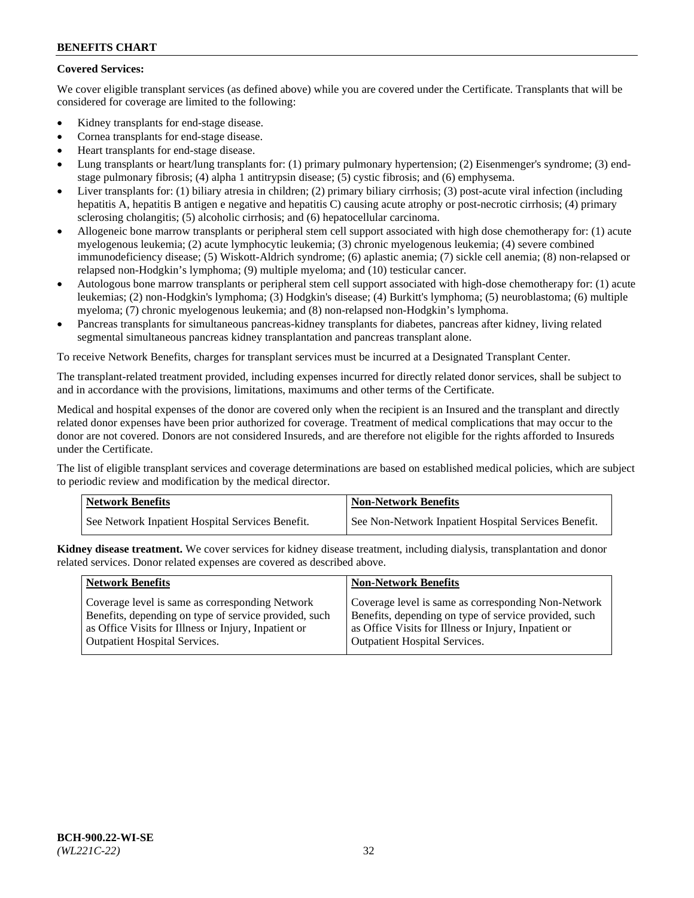**Covered Services:**

We cover eligible transplant services (as defined above) while you are covered under the Certificate. Transplants that will be considered for coverage are limited to the following:

- Kidney transplants for end-stage disease.
- Cornea transplants for end-stage disease.
- Heart transplants for end-stage disease.
- Lung transplants or heart/lung transplants for: (1) primary pulmonary hypertension; (2) Eisenmenger's syndrome; (3) end-stage pulmonary fibrosis; (4) alpha 1 antitrypsin disease; (5) cystic fibrosis; and (6) emphysema.
- Liver transplants for: (1) biliary atresia in children; (2) primary biliary cirrhosis; (3) post-acute viral infection (including hepatitis A, hepatitis B antigen e negative and hepatitis C) causing acute atrophy or post-necrotic cirrhosis; (4) primary sclerosing cholangitis; (5) alcoholic cirrhosis; and (6) hepatocellular carcinoma.
- Allogeneic bone marrow transplants or peripheral stem cell support associated with high dose chemotherapy for: (1) acute myelogenous leukemia; (2) acute lymphocytic leukemia; (3) chronic myelogenous leukemia; (4) severe combined immunodeficiency disease; (5) Wiskott-Aldrich syndrome; (6) aplastic anemia; (7) sickle cell anemia; (8) non-relapsed or relapsed non-Hodgkin's lymphoma; (9) multiple myeloma; and (10) testicular cancer.
- Autologous bone marrow transplants or peripheral stem cell support associated with high-dose chemotherapy for: (1) acute leukemias; (2) non-Hodgkin's lymphoma; (3) Hodgkin's disease; (4) Burkitt's lymphoma; (5) neuroblastoma; (6) multiple myeloma; (7) chronic myelogenous leukemia; and (8) non-relapsed non-Hodgkin's lymphoma.
- Pancreas transplants for simultaneous pancreas-kidney transplants for diabetes, pancreas after kidney, living related segmental simultaneous pancreas kidney transplantation and pancreas transplant alone.

To receive Network Benefits, charges for transplant services must be incurred at a Designated Transplant Center.

The transplant-related treatment provided, including expenses incurred for directly related donor services, shall be subject to and in accordance with the provisions, limitations, maximums and other terms of the Certificate.

Medical and hospital expenses of the donor are covered only when the recipient is an Insured and the transplant and directly related donor expenses have been prior authorized for coverage. Treatment of medical complications that may occur to the donor are not covered. Donors are not considered Insureds, and are therefore not eligible for the rights afforded to Insureds under the Certificate.

The list of eligible transplant services and coverage determinations are based on established medical policies, which are subject to periodic review and modification by the medical director.

| Network Benefits | Non-Network Benefits |
|---|---|
| See Network Inpatient Hospital Services Benefit. | See Non-Network Inpatient Hospital Services Benefit. |

**Kidney disease treatment.** We cover services for kidney disease treatment, including dialysis, transplantation and donor related services. Donor related expenses are covered as described above.

| Network Benefits | Non-Network Benefits |
|---|---|
| Coverage level is same as corresponding Network Benefits, depending on type of service provided, such as Office Visits for Illness or Injury, Inpatient or Outpatient Hospital Services. | Coverage level is same as corresponding Non-Network Benefits, depending on type of service provided, such as Office Visits for Illness or Injury, Inpatient or Outpatient Hospital Services. |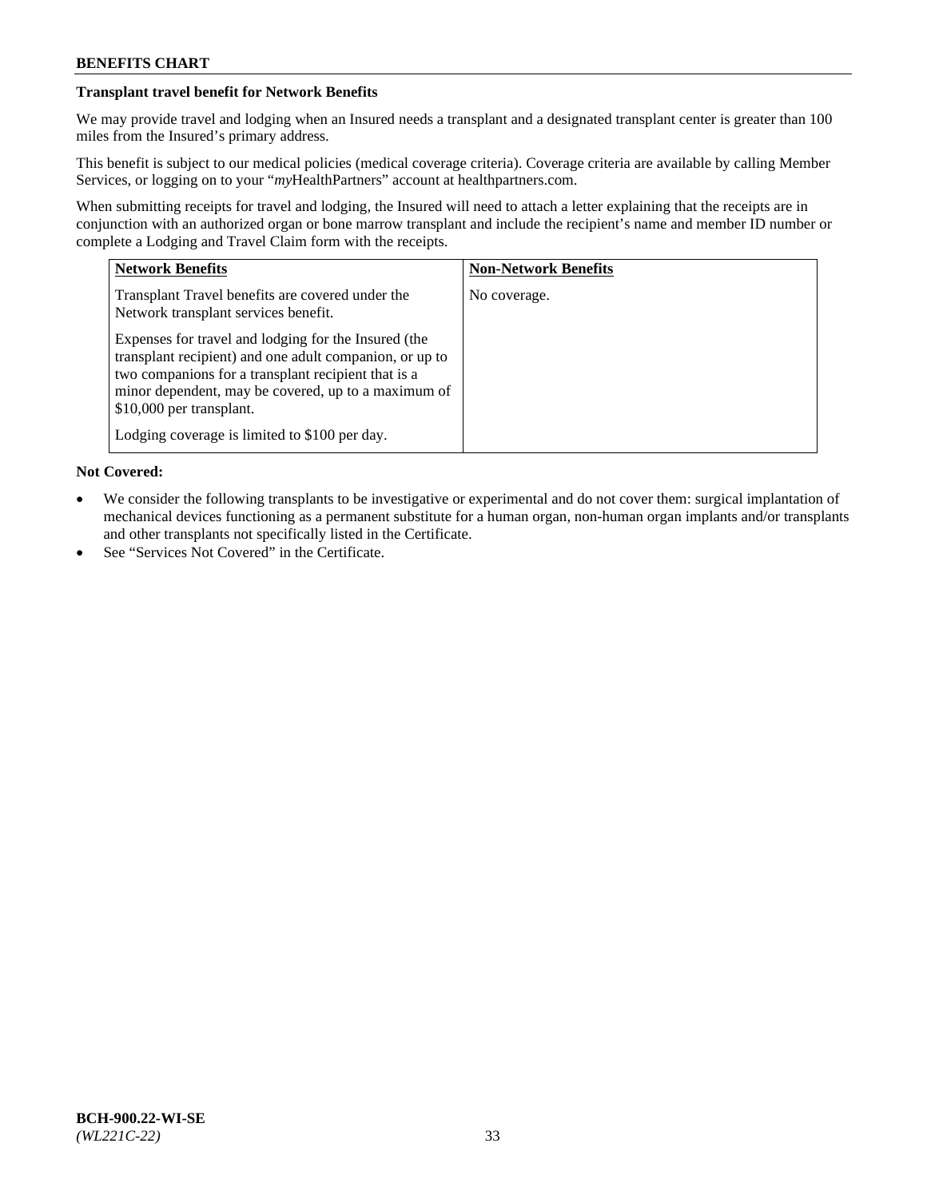**Transplant travel benefit for Network Benefits**

We may provide travel and lodging when an Insured needs a transplant and a designated transplant center is greater than 100 miles from the Insured's primary address.

This benefit is subject to our medical policies (medical coverage criteria). Coverage criteria are available by calling Member Services, or logging on to your "*my*HealthPartners" account at healthpartners.com.

When submitting receipts for travel and lodging, the Insured will need to attach a letter explaining that the receipts are in conjunction with an authorized organ or bone marrow transplant and include the recipient's name and member ID number or complete a Lodging and Travel Claim form with the receipts.

| Network Benefits | Non-Network Benefits |
|---|---|
| Transplant Travel benefits are covered under the Network transplant services benefit.<br><br>Expenses for travel and lodging for the Insured (the transplant recipient) and one adult companion, or up to two companions for a transplant recipient that is a minor dependent, may be covered, up to a maximum of $10,000 per transplant.<br><br>Lodging coverage is limited to $100 per day. | No coverage. |

**Not Covered:**

- We consider the following transplants to be investigative or experimental and do not cover them: surgical implantation of mechanical devices functioning as a permanent substitute for a human organ, non-human organ implants and/or transplants and other transplants not specifically listed in the Certificate.
- See "Services Not Covered" in the Certificate.